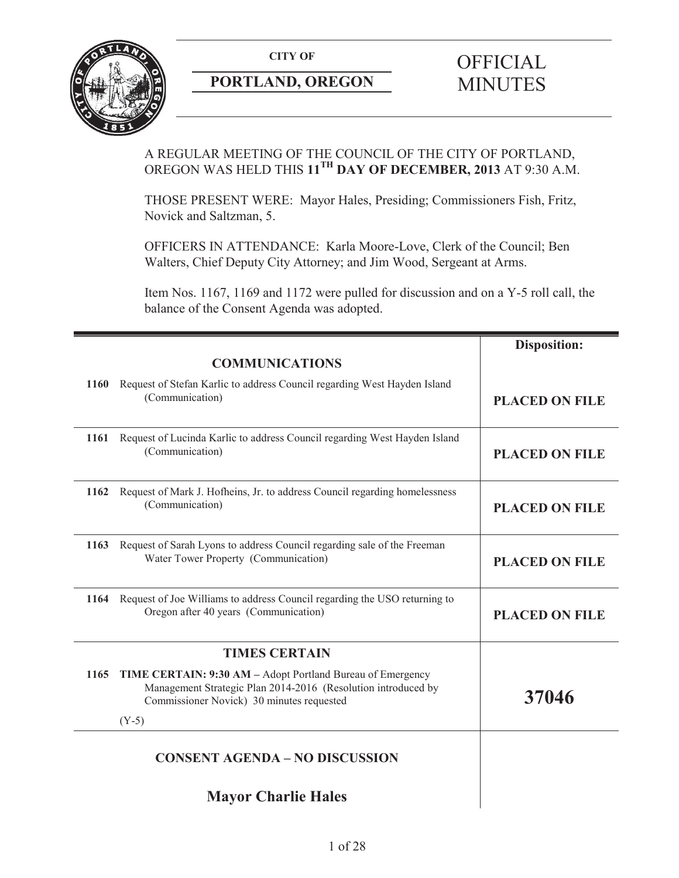**CITY OF**

**PORTLAND, OREGON**

# OFFICIAL MINUTES

A REGULAR MEETING OF THE COUNCIL OF THE CITY OF PORTLAND, OREGON WAS HELD THIS **11TH DAY OF DECEMBER, 2013** AT 9:30 A.M.

THOSE PRESENT WERE: Mayor Hales, Presiding; Commissioners Fish, Fritz, Novick and Saltzman, 5.

OFFICERS IN ATTENDANCE: Karla Moore-Love, Clerk of the Council; Ben Walters, Chief Deputy City Attorney; and Jim Wood, Sergeant at Arms.

Item Nos. 1167, 1169 and 1172 were pulled for discussion and on a Y-5 roll call, the balance of the Consent Agenda was adopted.

| | | **Disposition:** |
|---|---|---|
| | **COMMUNICATIONS** | |
| **1160** | Request of Stefan Karlic to address Council regarding West Hayden Island (Communication) | **PLACED ON FILE** |
| **1161** | Request of Lucinda Karlic to address Council regarding West Hayden Island (Communication) | **PLACED ON FILE** |
| **1162** | Request of Mark J. Hofheins, Jr. to address Council regarding homelessness (Communication) | **PLACED ON FILE** |
| **1163** | Request of Sarah Lyons to address Council regarding sale of the Freeman Water Tower Property (Communication) | **PLACED ON FILE** |
| **1164** | Request of Joe Williams to address Council regarding the USO returning to Oregon after 40 years (Communication) | **PLACED ON FILE** |
| | **TIMES CERTAIN** | |
| **1165** | **TIME CERTAIN: 9:30 AM –** Adopt Portland Bureau of Emergency Management Strategic Plan 2014-2016 (Resolution introduced by Commissioner Novick) 30 minutes requested<br>(Y-5) | **37046** |
| | **CONSENT AGENDA – NO DISCUSSION** | |
| | **Mayor Charlie Hales** | |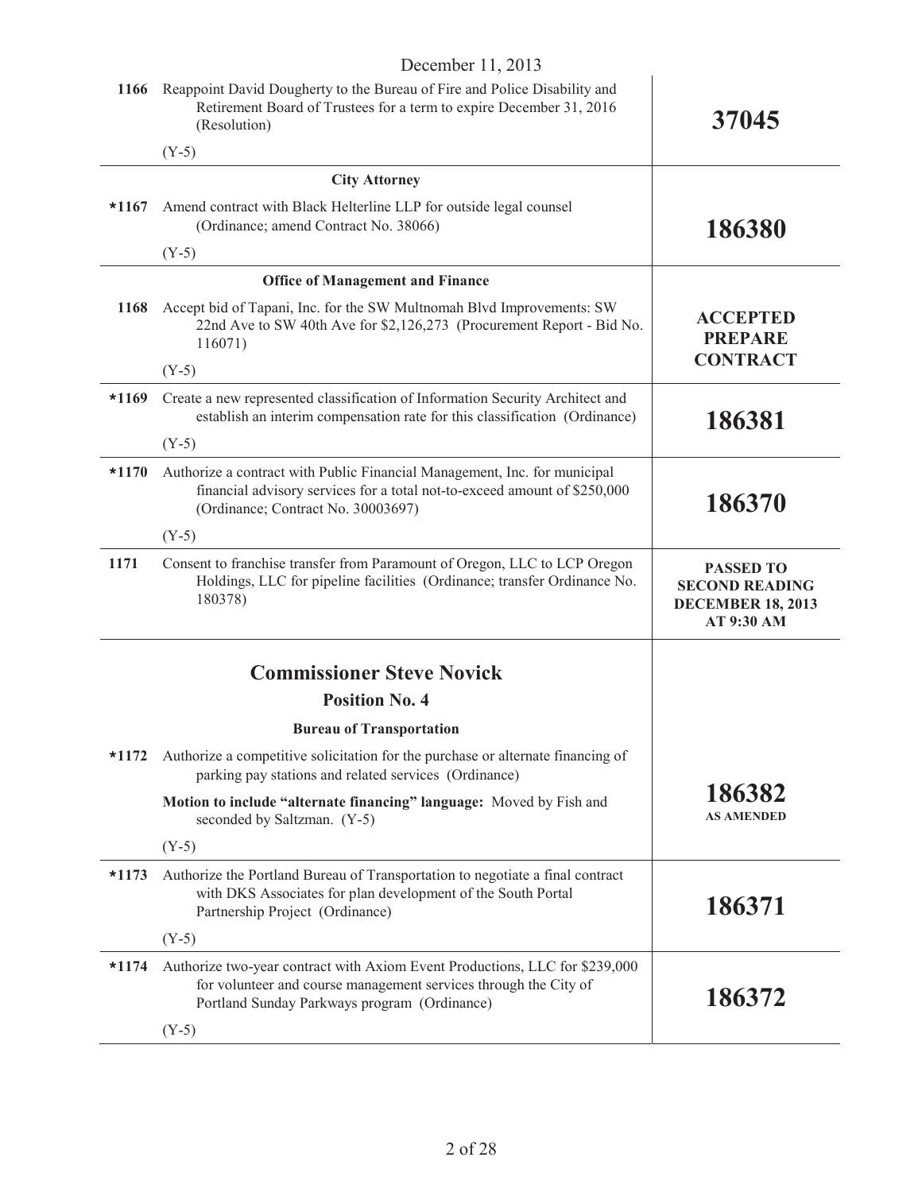December 11, 2013

| | | |
|---|---|---|
| 1166 | Reappoint David Dougherty to the Bureau of Fire and Police Disability and Retirement Board of Trustees for a term to expire December 31, 2016 (Resolution)<br><br>(Y-5) | **37045** |
| | **City Attorney** | |
| *1167 | Amend contract with Black Helterline LLP for outside legal counsel (Ordinance; amend Contract No. 38066)<br><br>(Y-5) | **186380** |
| | **Office of Management and Finance** | |
| 1168 | Accept bid of Tapani, Inc. for the SW Multnomah Blvd Improvements: SW 22nd Ave to SW 40th Ave for $2,126,273 (Procurement Report - Bid No. 116071)<br><br>(Y-5) | **ACCEPTED PREPARE CONTRACT** |
| *1169 | Create a new represented classification of Information Security Architect and establish an interim compensation rate for this classification (Ordinance)<br><br>(Y-5) | **186381** |
| *1170 | Authorize a contract with Public Financial Management, Inc. for municipal financial advisory services for a total not-to-exceed amount of $250,000 (Ordinance; Contract No. 30003697)<br><br>(Y-5) | **186370** |
| 1171 | Consent to franchise transfer from Paramount of Oregon, LLC to LCP Oregon Holdings, LLC for pipeline facilities (Ordinance; transfer Ordinance No. 180378) | **PASSED TO SECOND READING DECEMBER 18, 2013 AT 9:30 AM** |

## Commissioner Steve Novick

### Position No. 4

| | | |
|---|---|---|
| | **Bureau of Transportation** | |
| *1172 | Authorize a competitive solicitation for the purchase or alternate financing of parking pay stations and related services (Ordinance)<br><br>**Motion to include "alternate financing" language:** Moved by Fish and seconded by Saltzman. (Y-5)<br><br>(Y-5) | **186382**<br>**AS AMENDED** |
| *1173 | Authorize the Portland Bureau of Transportation to negotiate a final contract with DKS Associates for plan development of the South Portal Partnership Project (Ordinance)<br><br>(Y-5) | **186371** |
| *1174 | Authorize two-year contract with Axiom Event Productions, LLC for $239,000 for volunteer and course management services through the City of Portland Sunday Parkways program (Ordinance)<br><br>(Y-5) | **186372** |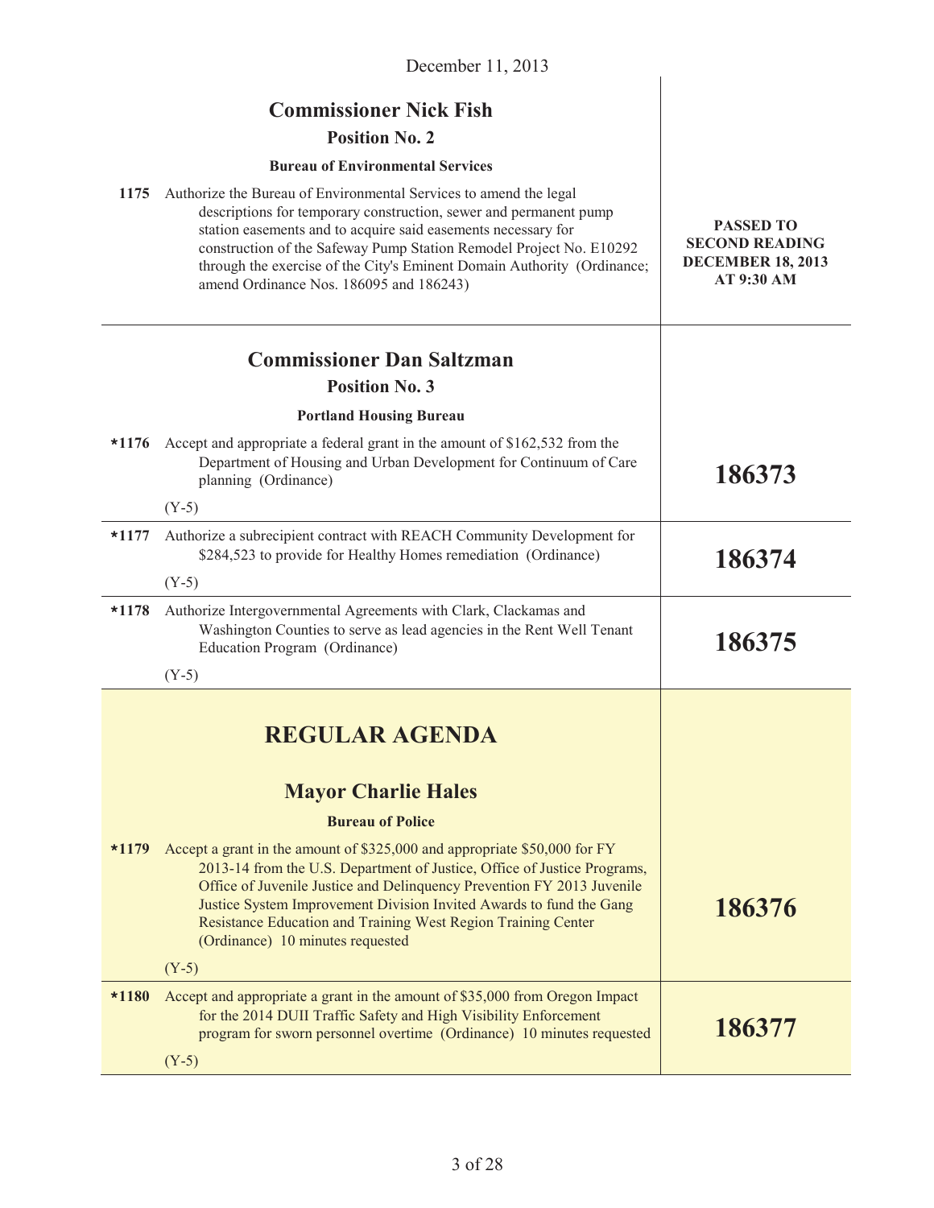December 11, 2013

## Commissioner Nick Fish

### Position No. 2

**Bureau of Environmental Services**

| | | |
|---|---|---|
| 1175 | Authorize the Bureau of Environmental Services to amend the legal descriptions for temporary construction, sewer and permanent pump station easements and to acquire said easements necessary for construction of the Safeway Pump Station Remodel Project No. E10292 through the exercise of the City's Eminent Domain Authority (Ordinance; amend Ordinance Nos. 186095 and 186243) | **PASSED TO SECOND READING DECEMBER 18, 2013 AT 9:30 AM** |

## Commissioner Dan Saltzman

### Position No. 3

**Portland Housing Bureau**

| | | |
|---|---|---|
| *1176 | Accept and appropriate a federal grant in the amount of $162,532 from the Department of Housing and Urban Development for Continuum of Care planning (Ordinance)<br><br>(Y-5) | **186373** |
| *1177 | Authorize a subrecipient contract with REACH Community Development for $284,523 to provide for Healthy Homes remediation (Ordinance)<br><br>(Y-5) | **186374** |
| *1178 | Authorize Intergovernmental Agreements with Clark, Clackamas and Washington Counties to serve as lead agencies in the Rent Well Tenant Education Program (Ordinance)<br><br>(Y-5) | **186375** |

# REGULAR AGENDA

## Mayor Charlie Hales

**Bureau of Police**

| | | |
|---|---|---|
| *1179 | Accept a grant in the amount of $325,000 and appropriate $50,000 for FY 2013-14 from the U.S. Department of Justice, Office of Justice Programs, Office of Juvenile Justice and Delinquency Prevention FY 2013 Juvenile Justice System Improvement Division Invited Awards to fund the Gang Resistance Education and Training West Region Training Center (Ordinance) 10 minutes requested<br><br>(Y-5) | **186376** |
| *1180 | Accept and appropriate a grant in the amount of $35,000 from Oregon Impact for the 2014 DUII Traffic Safety and High Visibility Enforcement program for sworn personnel overtime (Ordinance) 10 minutes requested<br><br>(Y-5) | **186377** |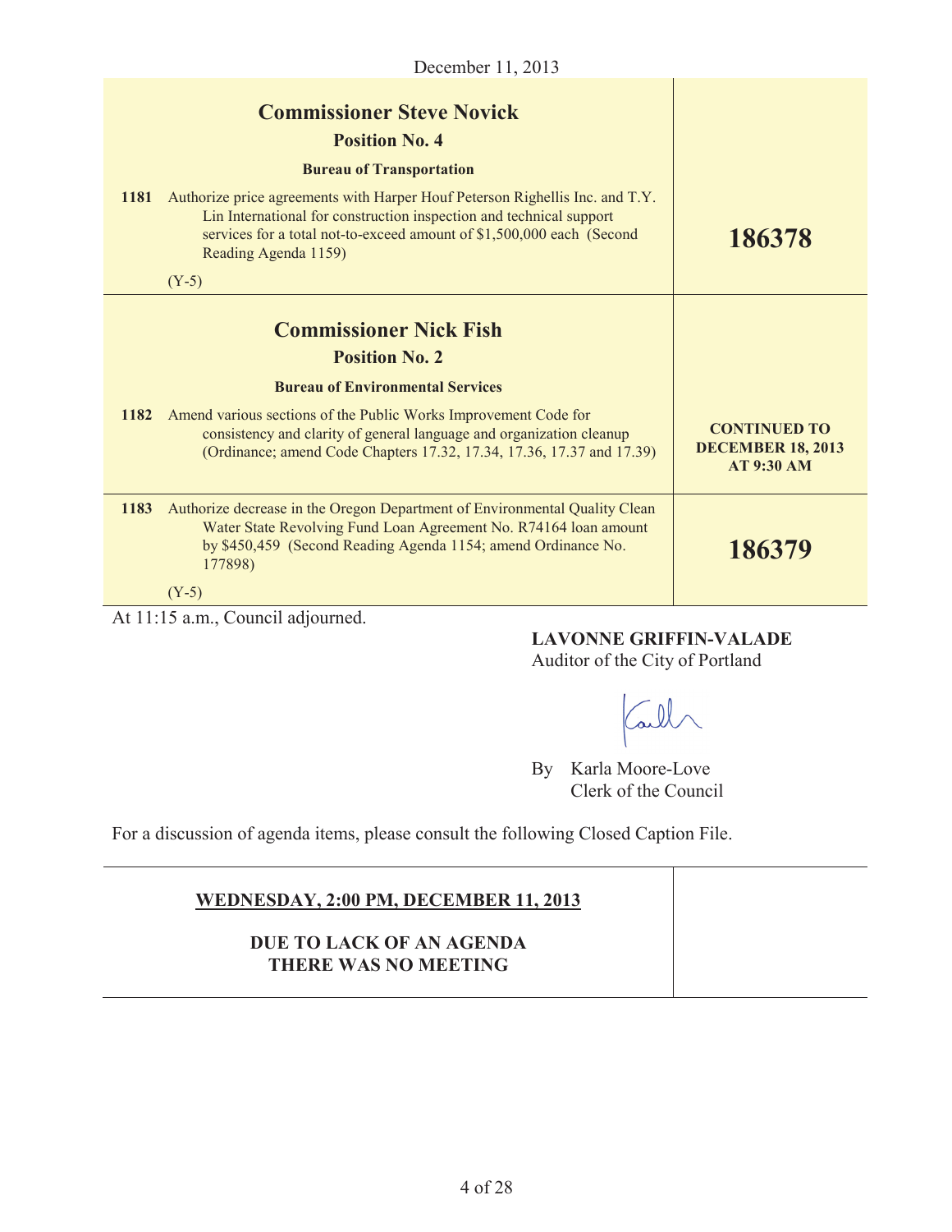December 11, 2013

| | |
|---|---|
| **Commissioner Steve Novick**<br>**Position No. 4**<br>**Bureau of Transportation** | |
| **1181** Authorize price agreements with Harper Houf Peterson Righellis Inc. and T.Y. Lin International for construction inspection and technical support services for a total not-to-exceed amount of $1,500,000 each (Second Reading Agenda 1159)<br>(Y-5) | **186378** |
| **Commissioner Nick Fish**<br>**Position No. 2**<br>**Bureau of Environmental Services** | |
| **1182** Amend various sections of the Public Works Improvement Code for consistency and clarity of general language and organization cleanup (Ordinance; amend Code Chapters 17.32, 17.34, 17.36, 17.37 and 17.39) | **CONTINUED TO DECEMBER 18, 2013 AT 9:30 AM** |
| **1183** Authorize decrease in the Oregon Department of Environmental Quality Clean Water State Revolving Fund Loan Agreement No. R74164 loan amount by $450,459 (Second Reading Agenda 1154; amend Ordinance No. 177898)<br>(Y-5) | **186379** |

At 11:15 a.m., Council adjourned.

**LAVONNE GRIFFIN-VALADE**
Auditor of the City of Portland

By Karla Moore-Love
Clerk of the Council

For a discussion of agenda items, please consult the following Closed Caption File.

| | |
|---|---|
| **WEDNESDAY, 2:00 PM, DECEMBER 11, 2013**<br><br>**DUE TO LACK OF AN AGENDA THERE WAS NO MEETING** | |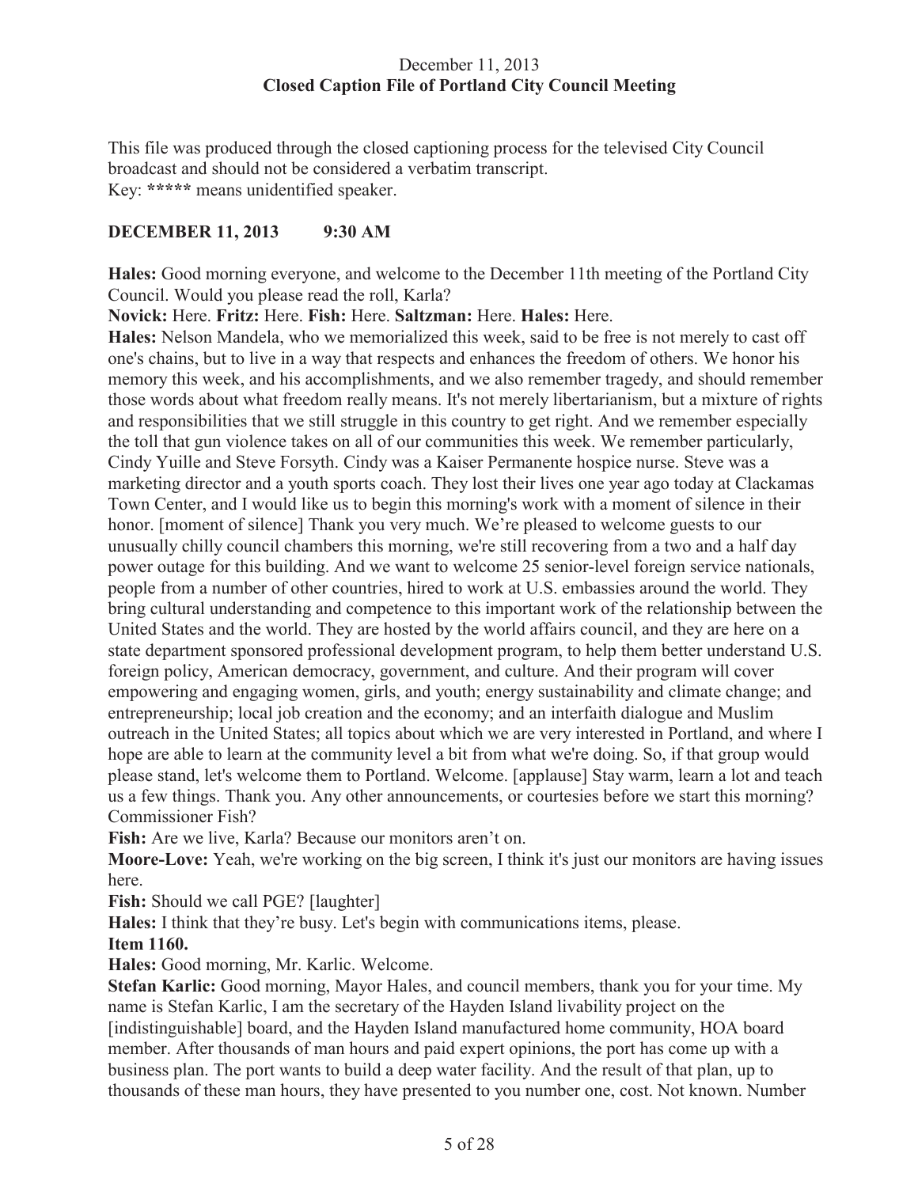December 11, 2013
**Closed Caption File of Portland City Council Meeting**

This file was produced through the closed captioning process for the televised City Council broadcast and should not be considered a verbatim transcript.
Key: ***** means unidentified speaker.

**DECEMBER 11, 2013 9:30 AM**

**Hales:** Good morning everyone, and welcome to the December 11th meeting of the Portland City Council. Would you please read the roll, Karla?

**Novick:** Here. **Fritz:** Here. **Fish:** Here. **Saltzman:** Here. **Hales:** Here.

**Hales:** Nelson Mandela, who we memorialized this week, said to be free is not merely to cast off one's chains, but to live in a way that respects and enhances the freedom of others. We honor his memory this week, and his accomplishments, and we also remember tragedy, and should remember those words about what freedom really means. It's not merely libertarianism, but a mixture of rights and responsibilities that we still struggle in this country to get right. And we remember especially the toll that gun violence takes on all of our communities this week. We remember particularly, Cindy Yuille and Steve Forsyth. Cindy was a Kaiser Permanente hospice nurse. Steve was a marketing director and a youth sports coach. They lost their lives one year ago today at Clackamas Town Center, and I would like us to begin this morning's work with a moment of silence in their honor. [moment of silence] Thank you very much. We're pleased to welcome guests to our unusually chilly council chambers this morning, we're still recovering from a two and a half day power outage for this building. And we want to welcome 25 senior-level foreign service nationals, people from a number of other countries, hired to work at U.S. embassies around the world. They bring cultural understanding and competence to this important work of the relationship between the United States and the world. They are hosted by the world affairs council, and they are here on a state department sponsored professional development program, to help them better understand U.S. foreign policy, American democracy, government, and culture. And their program will cover empowering and engaging women, girls, and youth; energy sustainability and climate change; and entrepreneurship; local job creation and the economy; and an interfaith dialogue and Muslim outreach in the United States; all topics about which we are very interested in Portland, and where I hope are able to learn at the community level a bit from what we're doing. So, if that group would please stand, let's welcome them to Portland. Welcome. [applause] Stay warm, learn a lot and teach us a few things. Thank you. Any other announcements, or courtesies before we start this morning? Commissioner Fish?

**Fish:** Are we live, Karla? Because our monitors aren't on.

**Moore-Love:** Yeah, we're working on the big screen, I think it's just our monitors are having issues here.

**Fish:** Should we call PGE? [laughter]

**Hales:** I think that they're busy. Let's begin with communications items, please.

**Item 1160.**

**Hales:** Good morning, Mr. Karlic. Welcome.

**Stefan Karlic:** Good morning, Mayor Hales, and council members, thank you for your time. My name is Stefan Karlic, I am the secretary of the Hayden Island livability project on the [indistinguishable] board, and the Hayden Island manufactured home community, HOA board member. After thousands of man hours and paid expert opinions, the port has come up with a business plan. The port wants to build a deep water facility. And the result of that plan, up to thousands of these man hours, they have presented to you number one, cost. Not known. Number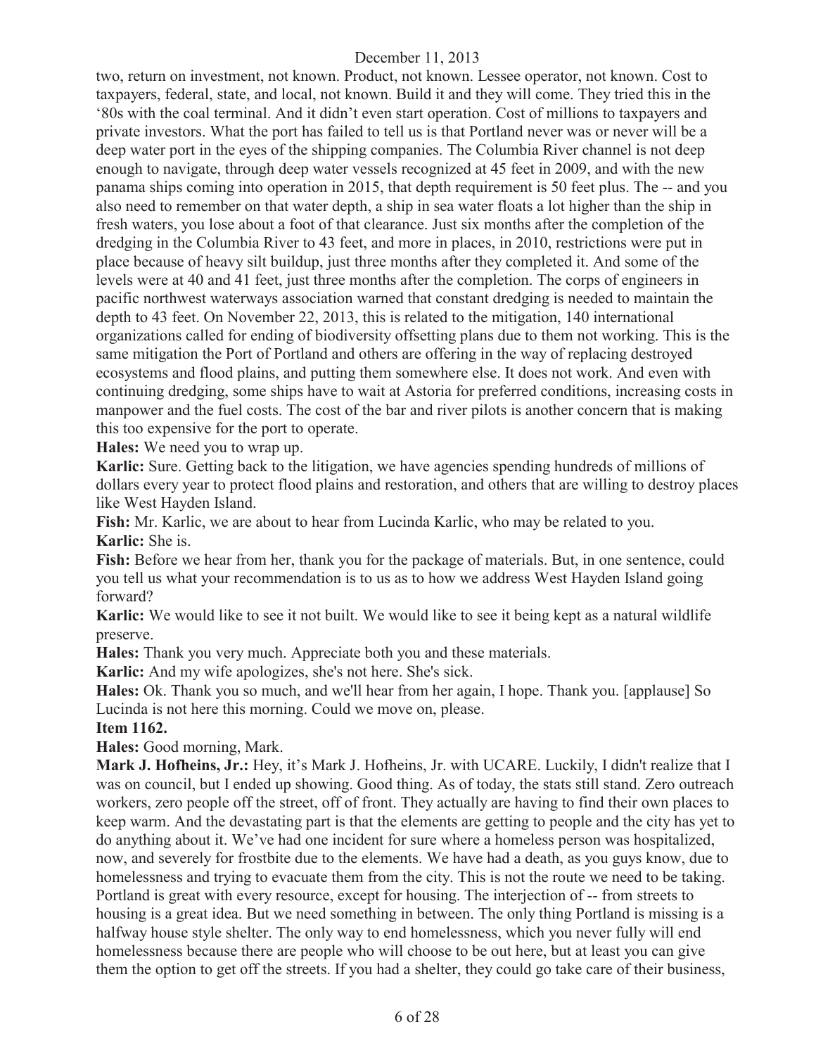two, return on investment, not known. Product, not known. Lessee operator, not known. Cost to taxpayers, federal, state, and local, not known. Build it and they will come. They tried this in the '80s with the coal terminal. And it didn't even start operation. Cost of millions to taxpayers and private investors. What the port has failed to tell us is that Portland never was or never will be a deep water port in the eyes of the shipping companies. The Columbia River channel is not deep enough to navigate, through deep water vessels recognized at 45 feet in 2009, and with the new panama ships coming into operation in 2015, that depth requirement is 50 feet plus. The -- and you also need to remember on that water depth, a ship in sea water floats a lot higher than the ship in fresh waters, you lose about a foot of that clearance. Just six months after the completion of the dredging in the Columbia River to 43 feet, and more in places, in 2010, restrictions were put in place because of heavy silt buildup, just three months after they completed it. And some of the levels were at 40 and 41 feet, just three months after the completion. The corps of engineers in pacific northwest waterways association warned that constant dredging is needed to maintain the depth to 43 feet. On November 22, 2013, this is related to the mitigation, 140 international organizations called for ending of biodiversity offsetting plans due to them not working. This is the same mitigation the Port of Portland and others are offering in the way of replacing destroyed ecosystems and flood plains, and putting them somewhere else. It does not work. And even with continuing dredging, some ships have to wait at Astoria for preferred conditions, increasing costs in manpower and the fuel costs. The cost of the bar and river pilots is another concern that is making this too expensive for the port to operate.

**Hales:** We need you to wrap up.

**Karlic:** Sure. Getting back to the litigation, we have agencies spending hundreds of millions of dollars every year to protect flood plains and restoration, and others that are willing to destroy places like West Hayden Island.

**Fish:** Mr. Karlic, we are about to hear from Lucinda Karlic, who may be related to you.

**Karlic:** She is.

**Fish:** Before we hear from her, thank you for the package of materials. But, in one sentence, could you tell us what your recommendation is to us as to how we address West Hayden Island going forward?

**Karlic:** We would like to see it not built. We would like to see it being kept as a natural wildlife preserve.

**Hales:** Thank you very much. Appreciate both you and these materials.

**Karlic:** And my wife apologizes, she's not here. She's sick.

**Hales:** Ok. Thank you so much, and we'll hear from her again, I hope. Thank you. [applause] So Lucinda is not here this morning. Could we move on, please.

**Item 1162.**

**Hales:** Good morning, Mark.

**Mark J. Hofheins, Jr.:** Hey, it's Mark J. Hofheins, Jr. with UCARE. Luckily, I didn't realize that I was on council, but I ended up showing. Good thing. As of today, the stats still stand. Zero outreach workers, zero people off the street, off of front. They actually are having to find their own places to keep warm. And the devastating part is that the elements are getting to people and the city has yet to do anything about it. We've had one incident for sure where a homeless person was hospitalized, now, and severely for frostbite due to the elements. We have had a death, as you guys know, due to homelessness and trying to evacuate them from the city. This is not the route we need to be taking. Portland is great with every resource, except for housing. The interjection of -- from streets to housing is a great idea. But we need something in between. The only thing Portland is missing is a halfway house style shelter. The only way to end homelessness, which you never fully will end homelessness because there are people who will choose to be out here, but at least you can give them the option to get off the streets. If you had a shelter, they could go take care of their business,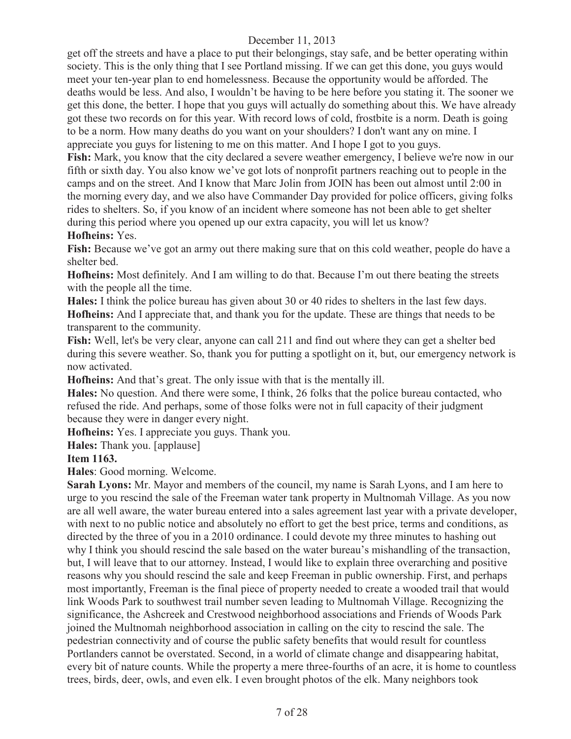get off the streets and have a place to put their belongings, stay safe, and be better operating within society. This is the only thing that I see Portland missing. If we can get this done, you guys would meet your ten-year plan to end homelessness. Because the opportunity would be afforded. The deaths would be less. And also, I wouldn't be having to be here before you stating it. The sooner we get this done, the better. I hope that you guys will actually do something about this. We have already got these two records on for this year. With record lows of cold, frostbite is a norm. Death is going to be a norm. How many deaths do you want on your shoulders? I don't want any on mine. I appreciate you guys for listening to me on this matter. And I hope I got to you guys.

**Fish:** Mark, you know that the city declared a severe weather emergency, I believe we're now in our fifth or sixth day. You also know we've got lots of nonprofit partners reaching out to people in the camps and on the street. And I know that Marc Jolin from JOIN has been out almost until 2:00 in the morning every day, and we also have Commander Day provided for police officers, giving folks rides to shelters. So, if you know of an incident where someone has not been able to get shelter during this period where you opened up our extra capacity, you will let us know?

**Hofheins:** Yes.

**Fish:** Because we've got an army out there making sure that on this cold weather, people do have a shelter bed.

**Hofheins:** Most definitely. And I am willing to do that. Because I'm out there beating the streets with the people all the time.

**Hales:** I think the police bureau has given about 30 or 40 rides to shelters in the last few days.

**Hofheins:** And I appreciate that, and thank you for the update. These are things that needs to be transparent to the community.

**Fish:** Well, let's be very clear, anyone can call 211 and find out where they can get a shelter bed during this severe weather. So, thank you for putting a spotlight on it, but, our emergency network is now activated.

**Hofheins:** And that's great. The only issue with that is the mentally ill.

**Hales:** No question. And there were some, I think, 26 folks that the police bureau contacted, who refused the ride. And perhaps, some of those folks were not in full capacity of their judgment because they were in danger every night.

**Hofheins:** Yes. I appreciate you guys. Thank you.

**Hales:** Thank you. [applause]

**Item 1163.**

**Hales**: Good morning. Welcome.

**Sarah Lyons:** Mr. Mayor and members of the council, my name is Sarah Lyons, and I am here to urge to you rescind the sale of the Freeman water tank property in Multnomah Village. As you now are all well aware, the water bureau entered into a sales agreement last year with a private developer, with next to no public notice and absolutely no effort to get the best price, terms and conditions, as directed by the three of you in a 2010 ordinance. I could devote my three minutes to hashing out why I think you should rescind the sale based on the water bureau's mishandling of the transaction, but, I will leave that to our attorney. Instead, I would like to explain three overarching and positive reasons why you should rescind the sale and keep Freeman in public ownership. First, and perhaps most importantly, Freeman is the final piece of property needed to create a wooded trail that would link Woods Park to southwest trail number seven leading to Multnomah Village. Recognizing the significance, the Ashcreek and Crestwood neighborhood associations and Friends of Woods Park joined the Multnomah neighborhood association in calling on the city to rescind the sale. The pedestrian connectivity and of course the public safety benefits that would result for countless Portlanders cannot be overstated. Second, in a world of climate change and disappearing habitat, every bit of nature counts. While the property a mere three-fourths of an acre, it is home to countless trees, birds, deer, owls, and even elk. I even brought photos of the elk. Many neighbors took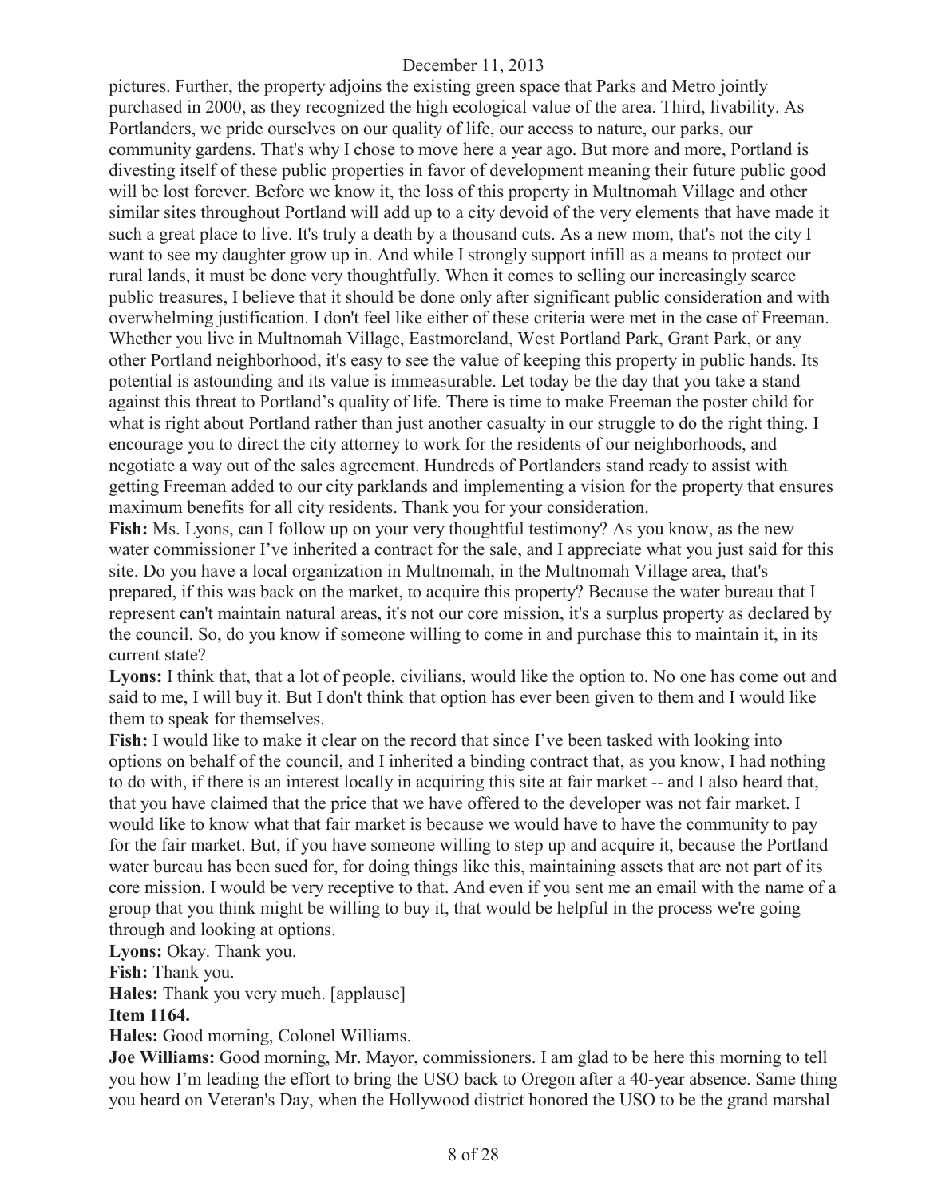pictures. Further, the property adjoins the existing green space that Parks and Metro jointly purchased in 2000, as they recognized the high ecological value of the area. Third, livability. As Portlanders, we pride ourselves on our quality of life, our access to nature, our parks, our community gardens. That's why I chose to move here a year ago. But more and more, Portland is divesting itself of these public properties in favor of development meaning their future public good will be lost forever. Before we know it, the loss of this property in Multnomah Village and other similar sites throughout Portland will add up to a city devoid of the very elements that have made it such a great place to live. It's truly a death by a thousand cuts. As a new mom, that's not the city I want to see my daughter grow up in. And while I strongly support infill as a means to protect our rural lands, it must be done very thoughtfully. When it comes to selling our increasingly scarce public treasures, I believe that it should be done only after significant public consideration and with overwhelming justification. I don't feel like either of these criteria were met in the case of Freeman. Whether you live in Multnomah Village, Eastmoreland, West Portland Park, Grant Park, or any other Portland neighborhood, it's easy to see the value of keeping this property in public hands. Its potential is astounding and its value is immeasurable. Let today be the day that you take a stand against this threat to Portland's quality of life. There is time to make Freeman the poster child for what is right about Portland rather than just another casualty in our struggle to do the right thing. I encourage you to direct the city attorney to work for the residents of our neighborhoods, and negotiate a way out of the sales agreement. Hundreds of Portlanders stand ready to assist with getting Freeman added to our city parklands and implementing a vision for the property that ensures maximum benefits for all city residents. Thank you for your consideration.

**Fish:** Ms. Lyons, can I follow up on your very thoughtful testimony? As you know, as the new water commissioner I've inherited a contract for the sale, and I appreciate what you just said for this site. Do you have a local organization in Multnomah, in the Multnomah Village area, that's prepared, if this was back on the market, to acquire this property? Because the water bureau that I represent can't maintain natural areas, it's not our core mission, it's a surplus property as declared by the council. So, do you know if someone willing to come in and purchase this to maintain it, in its current state?

**Lyons:** I think that, that a lot of people, civilians, would like the option to. No one has come out and said to me, I will buy it. But I don't think that option has ever been given to them and I would like them to speak for themselves.

**Fish:** I would like to make it clear on the record that since I've been tasked with looking into options on behalf of the council, and I inherited a binding contract that, as you know, I had nothing to do with, if there is an interest locally in acquiring this site at fair market -- and I also heard that, that you have claimed that the price that we have offered to the developer was not fair market. I would like to know what that fair market is because we would have to have the community to pay for the fair market. But, if you have someone willing to step up and acquire it, because the Portland water bureau has been sued for, for doing things like this, maintaining assets that are not part of its core mission. I would be very receptive to that. And even if you sent me an email with the name of a group that you think might be willing to buy it, that would be helpful in the process we're going through and looking at options.

**Lyons:** Okay. Thank you.

**Fish:** Thank you.

**Hales:** Thank you very much. [applause]

**Item 1164.**

**Hales:** Good morning, Colonel Williams.

**Joe Williams:** Good morning, Mr. Mayor, commissioners. I am glad to be here this morning to tell you how I'm leading the effort to bring the USO back to Oregon after a 40-year absence. Same thing you heard on Veteran's Day, when the Hollywood district honored the USO to be the grand marshal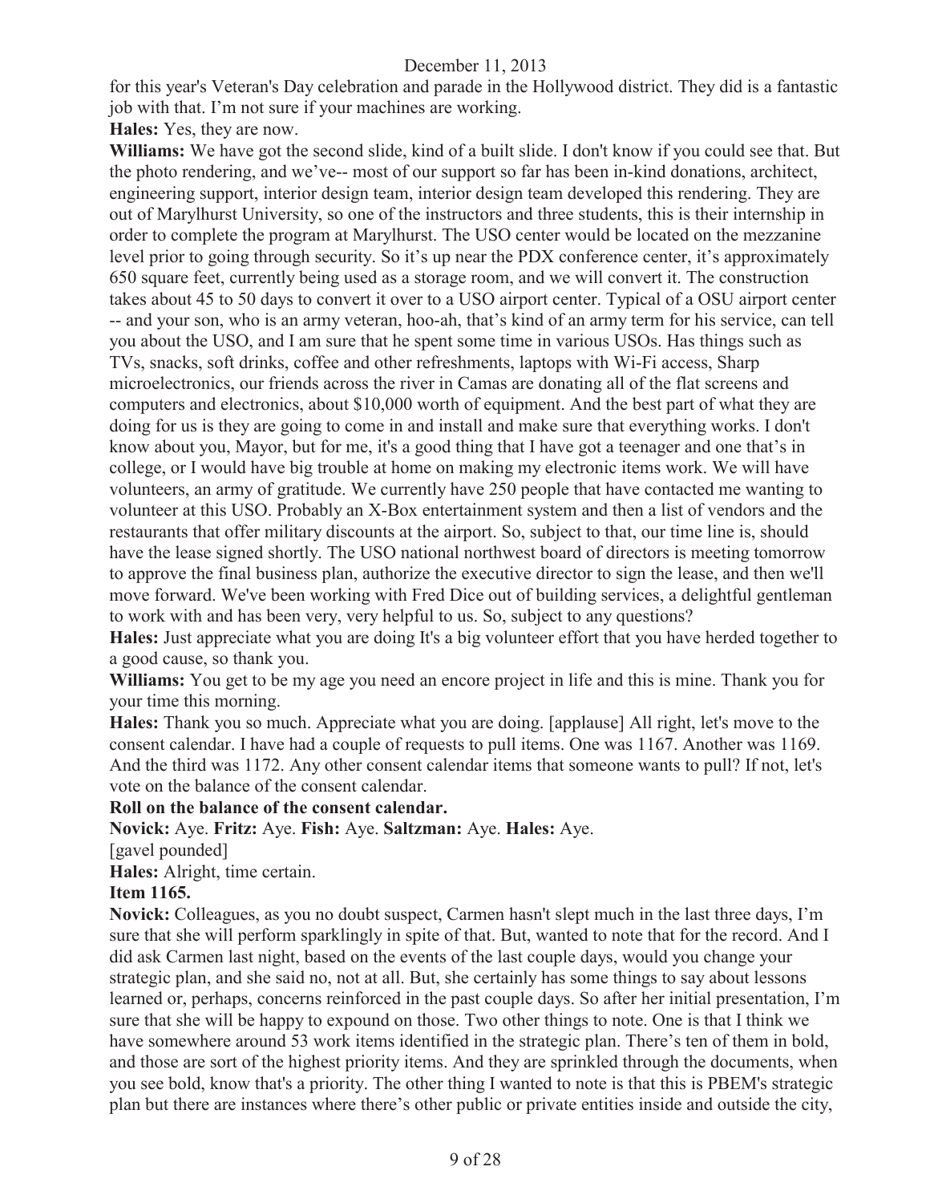for this year's Veteran's Day celebration and parade in the Hollywood district. They did is a fantastic job with that. I'm not sure if your machines are working.

**Hales:** Yes, they are now.

**Williams:** We have got the second slide, kind of a built slide. I don't know if you could see that. But the photo rendering, and we've-- most of our support so far has been in-kind donations, architect, engineering support, interior design team, interior design team developed this rendering. They are out of Marylhurst University, so one of the instructors and three students, this is their internship in order to complete the program at Marylhurst. The USO center would be located on the mezzanine level prior to going through security. So it's up near the PDX conference center, it's approximately 650 square feet, currently being used as a storage room, and we will convert it. The construction takes about 45 to 50 days to convert it over to a USO airport center. Typical of a OSU airport center -- and your son, who is an army veteran, hoo-ah, that's kind of an army term for his service, can tell you about the USO, and I am sure that he spent some time in various USOs. Has things such as TVs, snacks, soft drinks, coffee and other refreshments, laptops with Wi-Fi access, Sharp microelectronics, our friends across the river in Camas are donating all of the flat screens and computers and electronics, about $10,000 worth of equipment. And the best part of what they are doing for us is they are going to come in and install and make sure that everything works. I don't know about you, Mayor, but for me, it's a good thing that I have got a teenager and one that's in college, or I would have big trouble at home on making my electronic items work. We will have volunteers, an army of gratitude. We currently have 250 people that have contacted me wanting to volunteer at this USO. Probably an X-Box entertainment system and then a list of vendors and the restaurants that offer military discounts at the airport. So, subject to that, our time line is, should have the lease signed shortly. The USO national northwest board of directors is meeting tomorrow to approve the final business plan, authorize the executive director to sign the lease, and then we'll move forward. We've been working with Fred Dice out of building services, a delightful gentleman to work with and has been very, very helpful to us. So, subject to any questions?

**Hales:** Just appreciate what you are doing It's a big volunteer effort that you have herded together to a good cause, so thank you.

**Williams:** You get to be my age you need an encore project in life and this is mine. Thank you for your time this morning.

**Hales:** Thank you so much. Appreciate what you are doing. [applause] All right, let's move to the consent calendar. I have had a couple of requests to pull items. One was 1167. Another was 1169. And the third was 1172. Any other consent calendar items that someone wants to pull? If not, let's vote on the balance of the consent calendar.

**Roll on the balance of the consent calendar.**

**Novick:** Aye. **Fritz:** Aye. **Fish:** Aye. **Saltzman:** Aye. **Hales:** Aye.

[gavel pounded]

**Hales:** Alright, time certain.

**Item 1165.**

**Novick:** Colleagues, as you no doubt suspect, Carmen hasn't slept much in the last three days, I'm sure that she will perform sparklingly in spite of that. But, wanted to note that for the record. And I did ask Carmen last night, based on the events of the last couple days, would you change your strategic plan, and she said no, not at all. But, she certainly has some things to say about lessons learned or, perhaps, concerns reinforced in the past couple days. So after her initial presentation, I'm sure that she will be happy to expound on those. Two other things to note. One is that I think we have somewhere around 53 work items identified in the strategic plan. There's ten of them in bold, and those are sort of the highest priority items. And they are sprinkled through the documents, when you see bold, know that's a priority. The other thing I wanted to note is that this is PBEM's strategic plan but there are instances where there's other public or private entities inside and outside the city,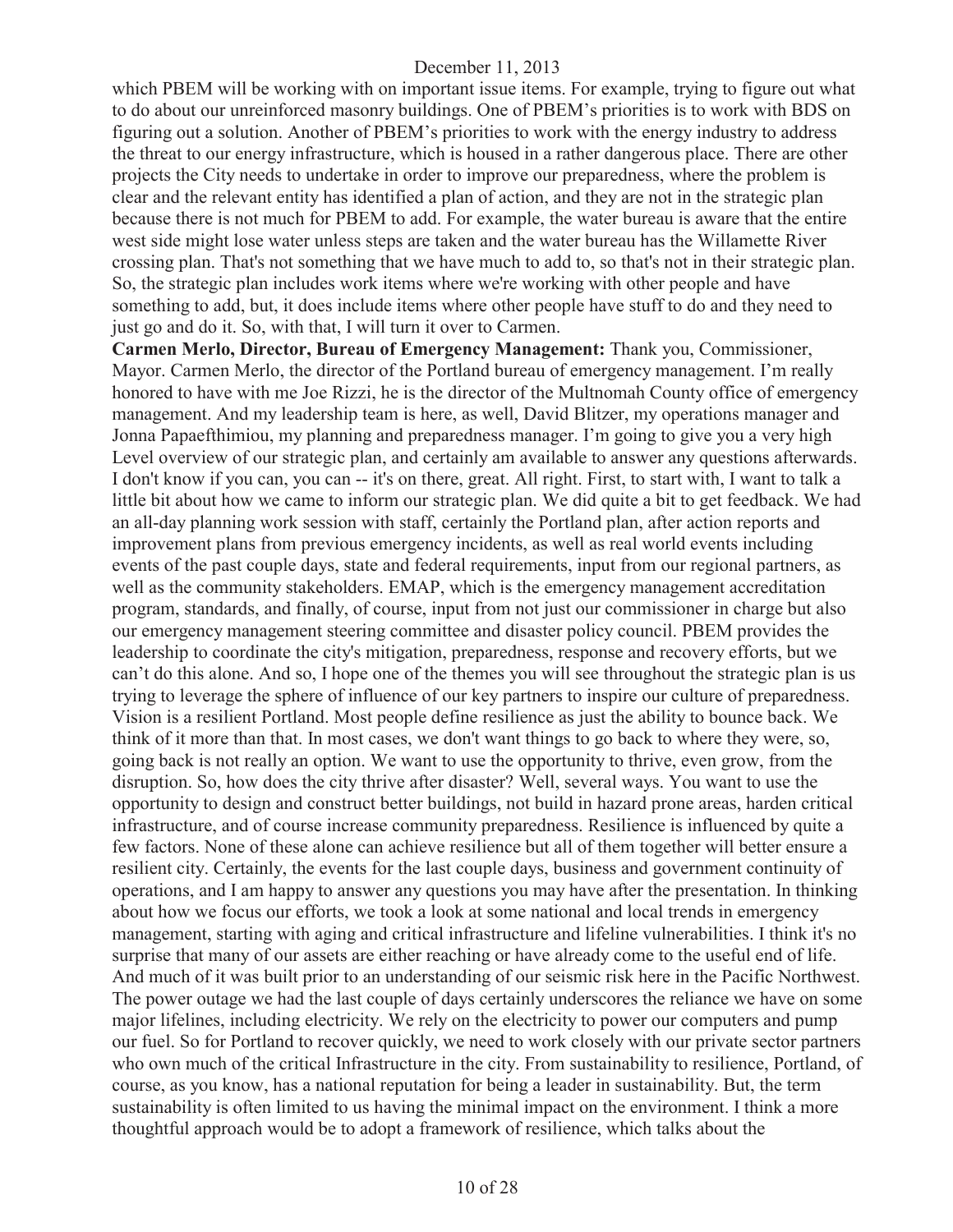which PBEM will be working with on important issue items. For example, trying to figure out what to do about our unreinforced masonry buildings. One of PBEM's priorities is to work with BDS on figuring out a solution. Another of PBEM's priorities to work with the energy industry to address the threat to our energy infrastructure, which is housed in a rather dangerous place. There are other projects the City needs to undertake in order to improve our preparedness, where the problem is clear and the relevant entity has identified a plan of action, and they are not in the strategic plan because there is not much for PBEM to add. For example, the water bureau is aware that the entire west side might lose water unless steps are taken and the water bureau has the Willamette River crossing plan. That's not something that we have much to add to, so that's not in their strategic plan. So, the strategic plan includes work items where we're working with other people and have something to add, but, it does include items where other people have stuff to do and they need to just go and do it. So, with that, I will turn it over to Carmen.

**Carmen Merlo, Director, Bureau of Emergency Management:** Thank you, Commissioner, Mayor. Carmen Merlo, the director of the Portland bureau of emergency management. I'm really honored to have with me Joe Rizzi, he is the director of the Multnomah County office of emergency management. And my leadership team is here, as well, David Blitzer, my operations manager and Jonna Papaefthimiou, my planning and preparedness manager. I'm going to give you a very high Level overview of our strategic plan, and certainly am available to answer any questions afterwards. I don't know if you can, you can -- it's on there, great. All right. First, to start with, I want to talk a little bit about how we came to inform our strategic plan. We did quite a bit to get feedback. We had an all-day planning work session with staff, certainly the Portland plan, after action reports and improvement plans from previous emergency incidents, as well as real world events including events of the past couple days, state and federal requirements, input from our regional partners, as well as the community stakeholders. EMAP, which is the emergency management accreditation program, standards, and finally, of course, input from not just our commissioner in charge but also our emergency management steering committee and disaster policy council. PBEM provides the leadership to coordinate the city's mitigation, preparedness, response and recovery efforts, but we can't do this alone. And so, I hope one of the themes you will see throughout the strategic plan is us trying to leverage the sphere of influence of our key partners to inspire our culture of preparedness. Vision is a resilient Portland. Most people define resilience as just the ability to bounce back. We think of it more than that. In most cases, we don't want things to go back to where they were, so, going back is not really an option. We want to use the opportunity to thrive, even grow, from the disruption. So, how does the city thrive after disaster? Well, several ways. You want to use the opportunity to design and construct better buildings, not build in hazard prone areas, harden critical infrastructure, and of course increase community preparedness. Resilience is influenced by quite a few factors. None of these alone can achieve resilience but all of them together will better ensure a resilient city. Certainly, the events for the last couple days, business and government continuity of operations, and I am happy to answer any questions you may have after the presentation. In thinking about how we focus our efforts, we took a look at some national and local trends in emergency management, starting with aging and critical infrastructure and lifeline vulnerabilities. I think it's no surprise that many of our assets are either reaching or have already come to the useful end of life. And much of it was built prior to an understanding of our seismic risk here in the Pacific Northwest. The power outage we had the last couple of days certainly underscores the reliance we have on some major lifelines, including electricity. We rely on the electricity to power our computers and pump our fuel. So for Portland to recover quickly, we need to work closely with our private sector partners who own much of the critical Infrastructure in the city. From sustainability to resilience, Portland, of course, as you know, has a national reputation for being a leader in sustainability. But, the term sustainability is often limited to us having the minimal impact on the environment. I think a more thoughtful approach would be to adopt a framework of resilience, which talks about the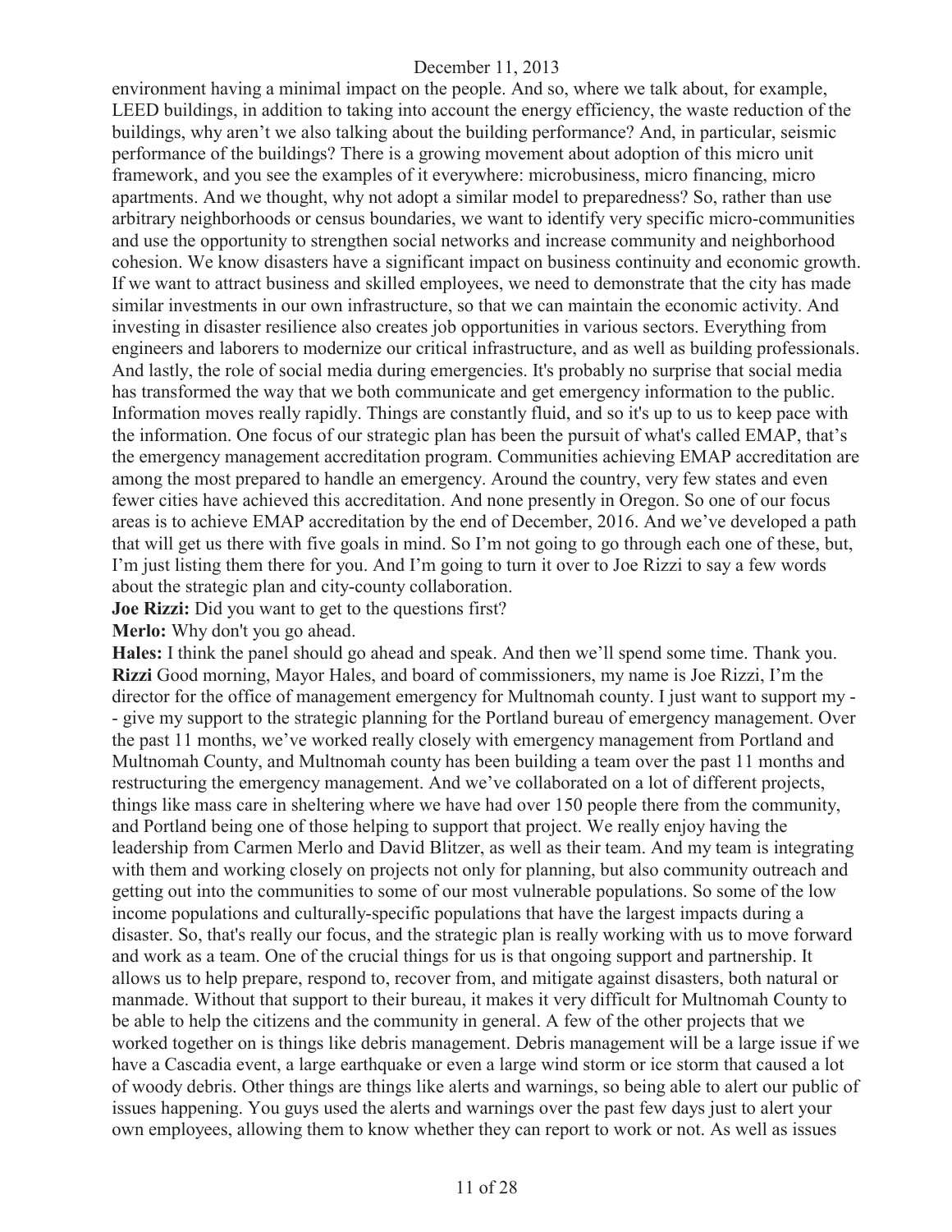environment having a minimal impact on the people. And so, where we talk about, for example, LEED buildings, in addition to taking into account the energy efficiency, the waste reduction of the buildings, why aren't we also talking about the building performance? And, in particular, seismic performance of the buildings? There is a growing movement about adoption of this micro unit framework, and you see the examples of it everywhere: microbusiness, micro financing, micro apartments. And we thought, why not adopt a similar model to preparedness? So, rather than use arbitrary neighborhoods or census boundaries, we want to identify very specific micro-communities and use the opportunity to strengthen social networks and increase community and neighborhood cohesion. We know disasters have a significant impact on business continuity and economic growth. If we want to attract business and skilled employees, we need to demonstrate that the city has made similar investments in our own infrastructure, so that we can maintain the economic activity. And investing in disaster resilience also creates job opportunities in various sectors. Everything from engineers and laborers to modernize our critical infrastructure, and as well as building professionals. And lastly, the role of social media during emergencies. It's probably no surprise that social media has transformed the way that we both communicate and get emergency information to the public. Information moves really rapidly. Things are constantly fluid, and so it's up to us to keep pace with the information. One focus of our strategic plan has been the pursuit of what's called EMAP, that's the emergency management accreditation program. Communities achieving EMAP accreditation are among the most prepared to handle an emergency. Around the country, very few states and even fewer cities have achieved this accreditation. And none presently in Oregon. So one of our focus areas is to achieve EMAP accreditation by the end of December, 2016. And we've developed a path that will get us there with five goals in mind. So I'm not going to go through each one of these, but, I'm just listing them there for you. And I'm going to turn it over to Joe Rizzi to say a few words about the strategic plan and city-county collaboration.

**Joe Rizzi:** Did you want to get to the questions first?

**Merlo:** Why don't you go ahead.

**Hales:** I think the panel should go ahead and speak. And then we'll spend some time. Thank you.

**Rizzi** Good morning, Mayor Hales, and board of commissioners, my name is Joe Rizzi, I'm the director for the office of management emergency for Multnomah county. I just want to support my -- give my support to the strategic planning for the Portland bureau of emergency management. Over the past 11 months, we've worked really closely with emergency management from Portland and Multnomah County, and Multnomah county has been building a team over the past 11 months and restructuring the emergency management. And we've collaborated on a lot of different projects, things like mass care in sheltering where we have had over 150 people there from the community, and Portland being one of those helping to support that project. We really enjoy having the leadership from Carmen Merlo and David Blitzer, as well as their team. And my team is integrating with them and working closely on projects not only for planning, but also community outreach and getting out into the communities to some of our most vulnerable populations. So some of the low income populations and culturally-specific populations that have the largest impacts during a disaster. So, that's really our focus, and the strategic plan is really working with us to move forward and work as a team. One of the crucial things for us is that ongoing support and partnership. It allows us to help prepare, respond to, recover from, and mitigate against disasters, both natural or manmade. Without that support to their bureau, it makes it very difficult for Multnomah County to be able to help the citizens and the community in general. A few of the other projects that we worked together on is things like debris management. Debris management will be a large issue if we have a Cascadia event, a large earthquake or even a large wind storm or ice storm that caused a lot of woody debris. Other things are things like alerts and warnings, so being able to alert our public of issues happening. You guys used the alerts and warnings over the past few days just to alert your own employees, allowing them to know whether they can report to work or not. As well as issues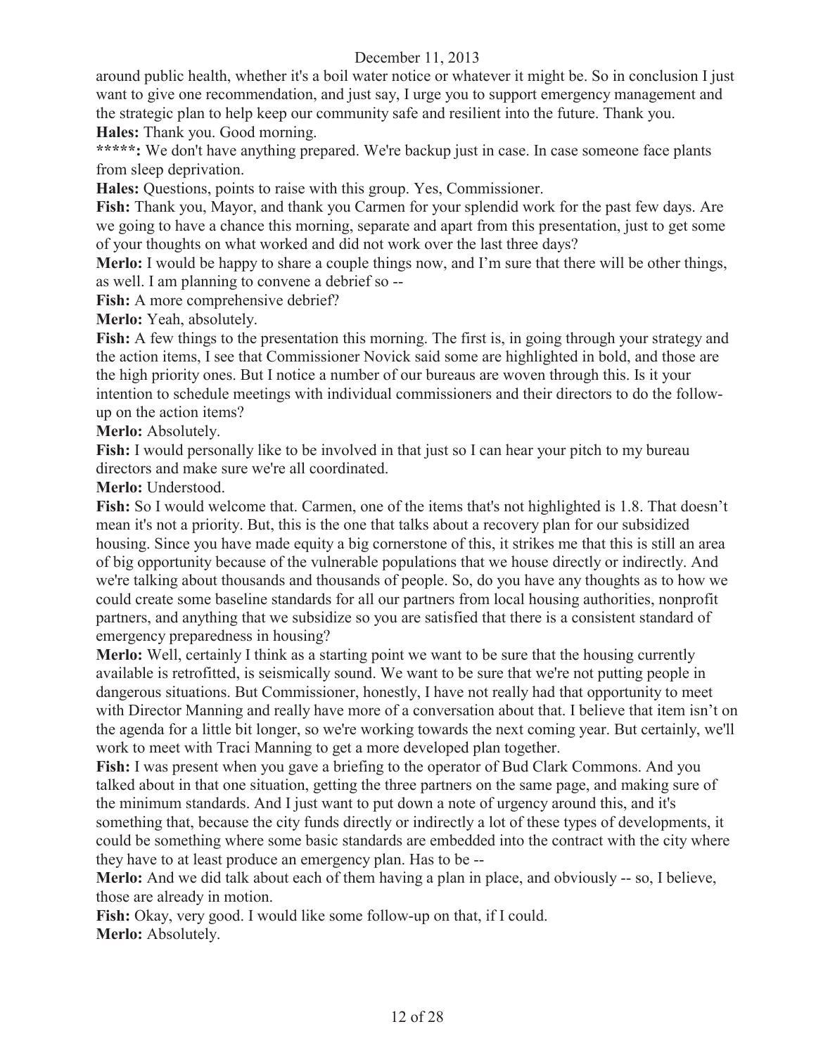around public health, whether it's a boil water notice or whatever it might be. So in conclusion I just want to give one recommendation, and just say, I urge you to support emergency management and the strategic plan to help keep our community safe and resilient into the future. Thank you.

**Hales:** Thank you. Good morning.

**\*\*\*\*\*:** We don't have anything prepared. We're backup just in case. In case someone face plants from sleep deprivation.

**Hales:** Questions, points to raise with this group. Yes, Commissioner.

**Fish:** Thank you, Mayor, and thank you Carmen for your splendid work for the past few days. Are we going to have a chance this morning, separate and apart from this presentation, just to get some of your thoughts on what worked and did not work over the last three days?

**Merlo:** I would be happy to share a couple things now, and I'm sure that there will be other things, as well. I am planning to convene a debrief so --

**Fish:** A more comprehensive debrief?

**Merlo:** Yeah, absolutely.

**Fish:** A few things to the presentation this morning. The first is, in going through your strategy and the action items, I see that Commissioner Novick said some are highlighted in bold, and those are the high priority ones. But I notice a number of our bureaus are woven through this. Is it your intention to schedule meetings with individual commissioners and their directors to do the follow-up on the action items?

**Merlo:** Absolutely.

**Fish:** I would personally like to be involved in that just so I can hear your pitch to my bureau directors and make sure we're all coordinated.

**Merlo:** Understood.

**Fish:** So I would welcome that. Carmen, one of the items that's not highlighted is 1.8. That doesn't mean it's not a priority. But, this is the one that talks about a recovery plan for our subsidized housing. Since you have made equity a big cornerstone of this, it strikes me that this is still an area of big opportunity because of the vulnerable populations that we house directly or indirectly. And we're talking about thousands and thousands of people. So, do you have any thoughts as to how we could create some baseline standards for all our partners from local housing authorities, nonprofit partners, and anything that we subsidize so you are satisfied that there is a consistent standard of emergency preparedness in housing?

**Merlo:** Well, certainly I think as a starting point we want to be sure that the housing currently available is retrofitted, is seismically sound. We want to be sure that we're not putting people in dangerous situations. But Commissioner, honestly, I have not really had that opportunity to meet with Director Manning and really have more of a conversation about that. I believe that item isn't on the agenda for a little bit longer, so we're working towards the next coming year. But certainly, we'll work to meet with Traci Manning to get a more developed plan together.

**Fish:** I was present when you gave a briefing to the operator of Bud Clark Commons. And you talked about in that one situation, getting the three partners on the same page, and making sure of the minimum standards. And I just want to put down a note of urgency around this, and it's something that, because the city funds directly or indirectly a lot of these types of developments, it could be something where some basic standards are embedded into the contract with the city where they have to at least produce an emergency plan. Has to be --

**Merlo:** And we did talk about each of them having a plan in place, and obviously -- so, I believe, those are already in motion.

**Fish:** Okay, very good. I would like some follow-up on that, if I could.

**Merlo:** Absolutely.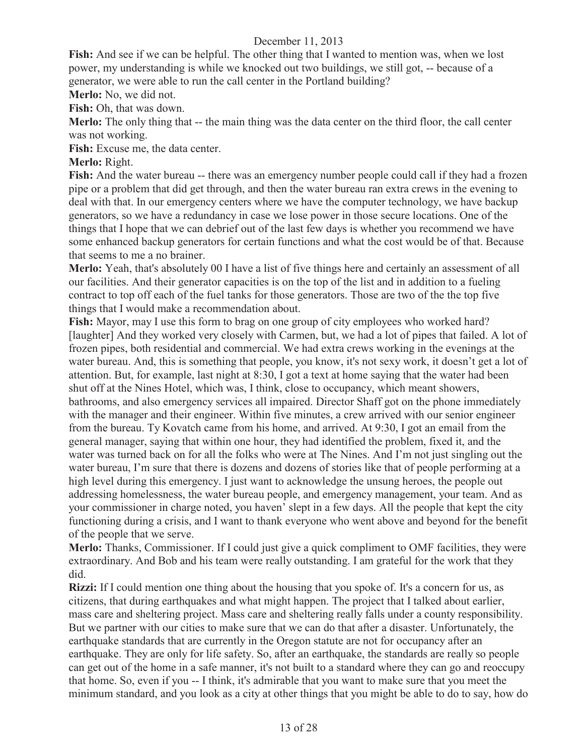**Fish:** And see if we can be helpful. The other thing that I wanted to mention was, when we lost power, my understanding is while we knocked out two buildings, we still got, -- because of a generator, we were able to run the call center in the Portland building?

**Merlo:** No, we did not.

**Fish:** Oh, that was down.

**Merlo:** The only thing that -- the main thing was the data center on the third floor, the call center was not working.

**Fish:** Excuse me, the data center.

**Merlo:** Right.

**Fish:** And the water bureau -- there was an emergency number people could call if they had a frozen pipe or a problem that did get through, and then the water bureau ran extra crews in the evening to deal with that. In our emergency centers where we have the computer technology, we have backup generators, so we have a redundancy in case we lose power in those secure locations. One of the things that I hope that we can debrief out of the last few days is whether you recommend we have some enhanced backup generators for certain functions and what the cost would be of that. Because that seems to me a no brainer.

**Merlo:** Yeah, that's absolutely 00 I have a list of five things here and certainly an assessment of all our facilities. And their generator capacities is on the top of the list and in addition to a fueling contract to top off each of the fuel tanks for those generators. Those are two of the the top five things that I would make a recommendation about.

**Fish:** Mayor, may I use this form to brag on one group of city employees who worked hard? [laughter] And they worked very closely with Carmen, but, we had a lot of pipes that failed. A lot of frozen pipes, both residential and commercial. We had extra crews working in the evenings at the water bureau. And, this is something that people, you know, it's not sexy work, it doesn't get a lot of attention. But, for example, last night at 8:30, I got a text at home saying that the water had been shut off at the Nines Hotel, which was, I think, close to occupancy, which meant showers, bathrooms, and also emergency services all impaired. Director Shaff got on the phone immediately with the manager and their engineer. Within five minutes, a crew arrived with our senior engineer from the bureau. Ty Kovatch came from his home, and arrived. At 9:30, I got an email from the general manager, saying that within one hour, they had identified the problem, fixed it, and the water was turned back on for all the folks who were at The Nines. And I'm not just singling out the water bureau, I'm sure that there is dozens and dozens of stories like that of people performing at a high level during this emergency. I just want to acknowledge the unsung heroes, the people out addressing homelessness, the water bureau people, and emergency management, your team. And as your commissioner in charge noted, you haven' slept in a few days. All the people that kept the city functioning during a crisis, and I want to thank everyone who went above and beyond for the benefit of the people that we serve.

**Merlo:** Thanks, Commissioner. If I could just give a quick compliment to OMF facilities, they were extraordinary. And Bob and his team were really outstanding. I am grateful for the work that they did.

**Rizzi:** If I could mention one thing about the housing that you spoke of. It's a concern for us, as citizens, that during earthquakes and what might happen. The project that I talked about earlier, mass care and sheltering project. Mass care and sheltering really falls under a county responsibility. But we partner with our cities to make sure that we can do that after a disaster. Unfortunately, the earthquake standards that are currently in the Oregon statute are not for occupancy after an earthquake. They are only for life safety. So, after an earthquake, the standards are really so people can get out of the home in a safe manner, it's not built to a standard where they can go and reoccupy that home. So, even if you -- I think, it's admirable that you want to make sure that you meet the minimum standard, and you look as a city at other things that you might be able to do to say, how do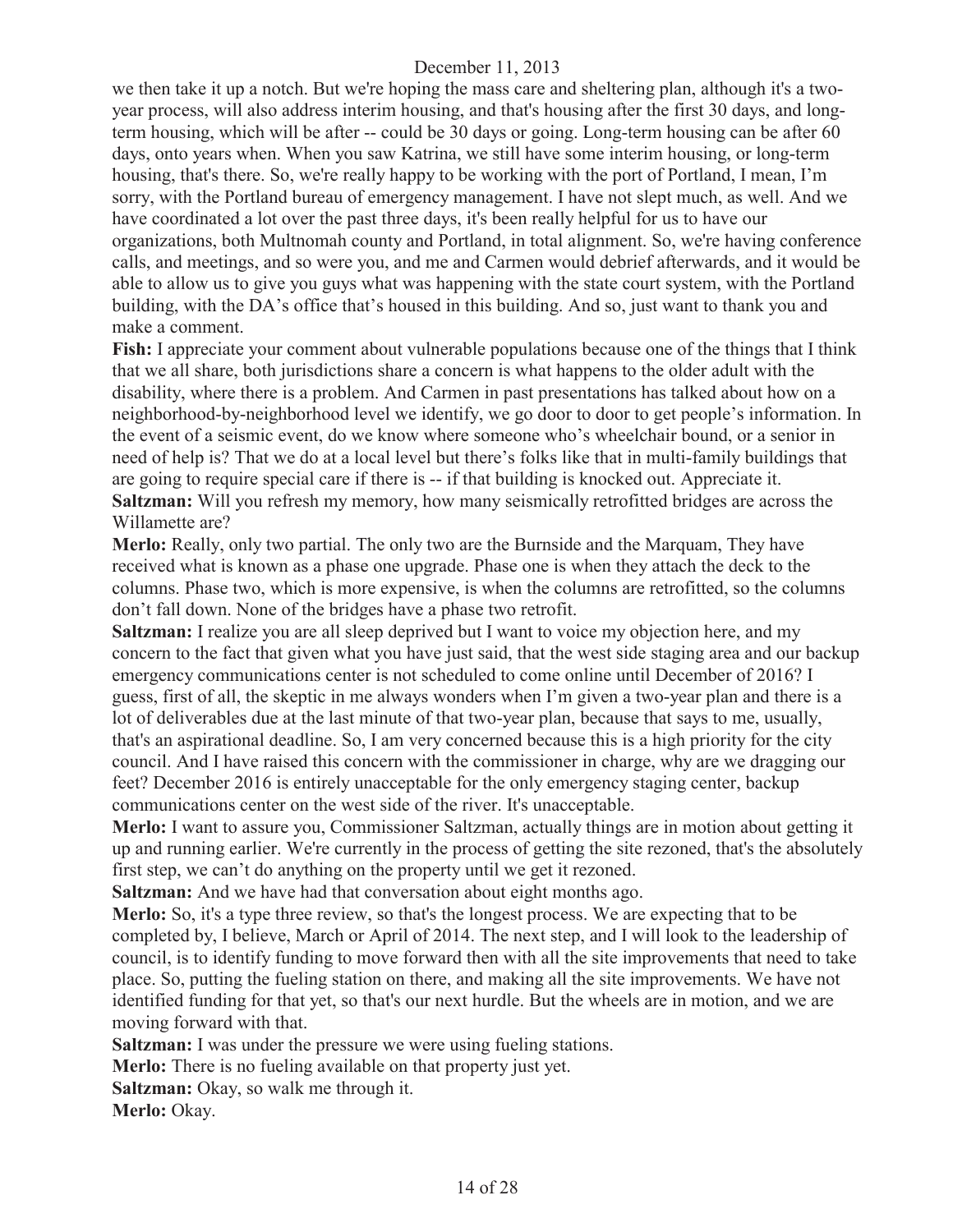we then take it up a notch. But we're hoping the mass care and sheltering plan, although it's a two-year process, will also address interim housing, and that's housing after the first 30 days, and long-term housing, which will be after -- could be 30 days or going. Long-term housing can be after 60 days, onto years when. When you saw Katrina, we still have some interim housing, or long-term housing, that's there. So, we're really happy to be working with the port of Portland, I mean, I'm sorry, with the Portland bureau of emergency management. I have not slept much, as well. And we have coordinated a lot over the past three days, it's been really helpful for us to have our organizations, both Multnomah county and Portland, in total alignment. So, we're having conference calls, and meetings, and so were you, and me and Carmen would debrief afterwards, and it would be able to allow us to give you guys what was happening with the state court system, with the Portland building, with the DA's office that's housed in this building. And so, just want to thank you and make a comment.

**Fish:** I appreciate your comment about vulnerable populations because one of the things that I think that we all share, both jurisdictions share a concern is what happens to the older adult with the disability, where there is a problem. And Carmen in past presentations has talked about how on a neighborhood-by-neighborhood level we identify, we go door to door to get people's information. In the event of a seismic event, do we know where someone who's wheelchair bound, or a senior in need of help is? That we do at a local level but there's folks like that in multi-family buildings that are going to require special care if there is -- if that building is knocked out. Appreciate it.

**Saltzman:** Will you refresh my memory, how many seismically retrofitted bridges are across the Willamette are?

**Merlo:** Really, only two partial. The only two are the Burnside and the Marquam, They have received what is known as a phase one upgrade. Phase one is when they attach the deck to the columns. Phase two, which is more expensive, is when the columns are retrofitted, so the columns don't fall down. None of the bridges have a phase two retrofit.

**Saltzman:** I realize you are all sleep deprived but I want to voice my objection here, and my concern to the fact that given what you have just said, that the west side staging area and our backup emergency communications center is not scheduled to come online until December of 2016? I guess, first of all, the skeptic in me always wonders when I'm given a two-year plan and there is a lot of deliverables due at the last minute of that two-year plan, because that says to me, usually, that's an aspirational deadline. So, I am very concerned because this is a high priority for the city council. And I have raised this concern with the commissioner in charge, why are we dragging our feet? December 2016 is entirely unacceptable for the only emergency staging center, backup communications center on the west side of the river. It's unacceptable.

**Merlo:** I want to assure you, Commissioner Saltzman, actually things are in motion about getting it up and running earlier. We're currently in the process of getting the site rezoned, that's the absolutely first step, we can't do anything on the property until we get it rezoned.

**Saltzman:** And we have had that conversation about eight months ago.

**Merlo:** So, it's a type three review, so that's the longest process. We are expecting that to be completed by, I believe, March or April of 2014. The next step, and I will look to the leadership of council, is to identify funding to move forward then with all the site improvements that need to take place. So, putting the fueling station on there, and making all the site improvements. We have not identified funding for that yet, so that's our next hurdle. But the wheels are in motion, and we are moving forward with that.

**Saltzman:** I was under the pressure we were using fueling stations.

**Merlo:** There is no fueling available on that property just yet.

**Saltzman:** Okay, so walk me through it.

**Merlo:** Okay.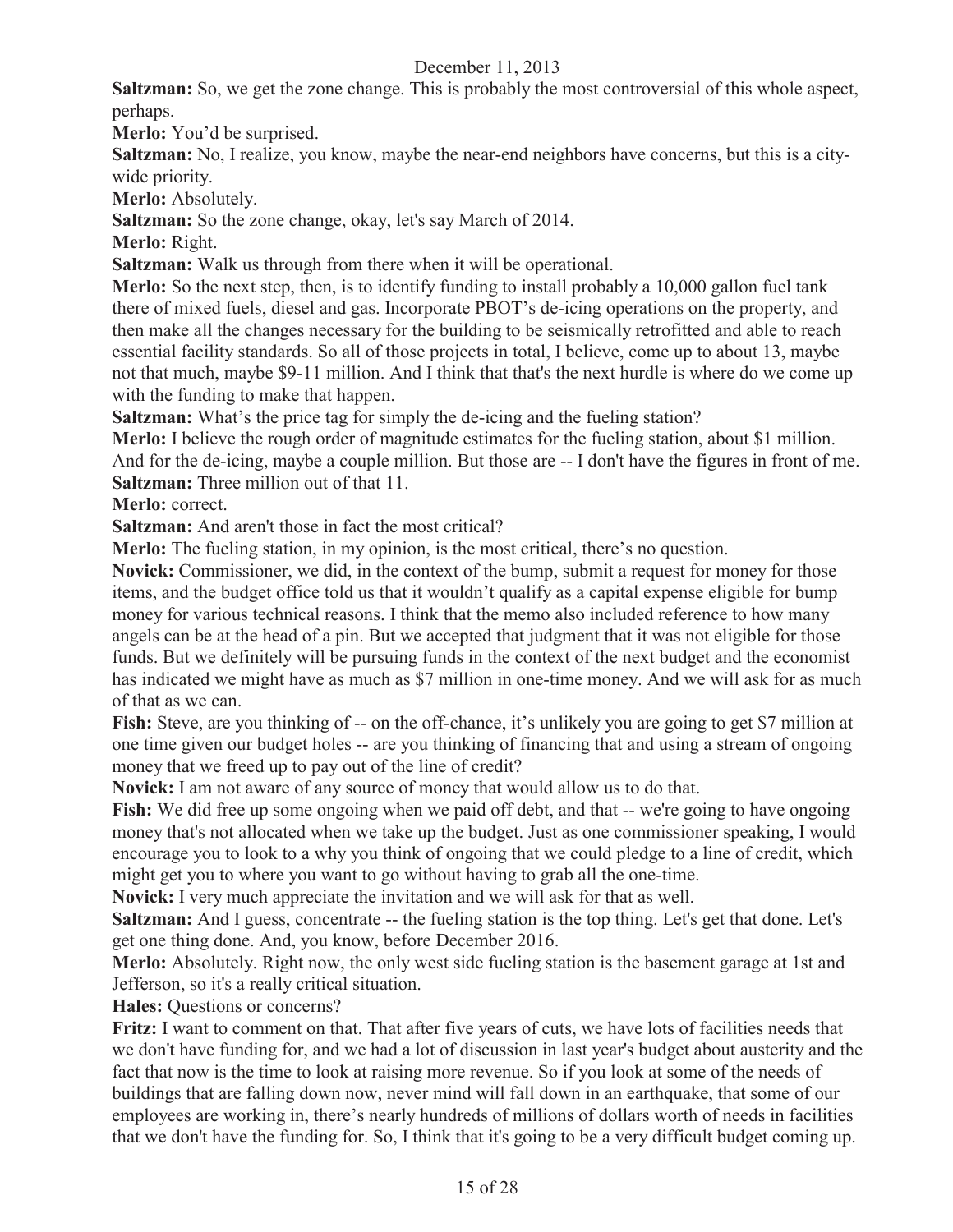**Saltzman:** So, we get the zone change. This is probably the most controversial of this whole aspect, perhaps.

**Merlo:** You'd be surprised.

**Saltzman:** No, I realize, you know, maybe the near-end neighbors have concerns, but this is a city-wide priority.

**Merlo:** Absolutely.

**Saltzman:** So the zone change, okay, let's say March of 2014.

**Merlo:** Right.

**Saltzman:** Walk us through from there when it will be operational.

**Merlo:** So the next step, then, is to identify funding to install probably a 10,000 gallon fuel tank there of mixed fuels, diesel and gas. Incorporate PBOT's de-icing operations on the property, and then make all the changes necessary for the building to be seismically retrofitted and able to reach essential facility standards. So all of those projects in total, I believe, come up to about 13, maybe not that much, maybe $9-11 million. And I think that that's the next hurdle is where do we come up with the funding to make that happen.

**Saltzman:** What's the price tag for simply the de-icing and the fueling station?

**Merlo:** I believe the rough order of magnitude estimates for the fueling station, about $1 million. And for the de-icing, maybe a couple million. But those are -- I don't have the figures in front of me.

**Saltzman:** Three million out of that 11.

**Merlo:** correct.

**Saltzman:** And aren't those in fact the most critical?

**Merlo:** The fueling station, in my opinion, is the most critical, there's no question.

**Novick:** Commissioner, we did, in the context of the bump, submit a request for money for those items, and the budget office told us that it wouldn't qualify as a capital expense eligible for bump money for various technical reasons. I think that the memo also included reference to how many angels can be at the head of a pin. But we accepted that judgment that it was not eligible for those funds. But we definitely will be pursuing funds in the context of the next budget and the economist has indicated we might have as much as $7 million in one-time money. And we will ask for as much of that as we can.

**Fish:** Steve, are you thinking of -- on the off-chance, it's unlikely you are going to get $7 million at one time given our budget holes -- are you thinking of financing that and using a stream of ongoing money that we freed up to pay out of the line of credit?

**Novick:** I am not aware of any source of money that would allow us to do that.

**Fish:** We did free up some ongoing when we paid off debt, and that -- we're going to have ongoing money that's not allocated when we take up the budget. Just as one commissioner speaking, I would encourage you to look to a why you think of ongoing that we could pledge to a line of credit, which might get you to where you want to go without having to grab all the one-time.

**Novick:** I very much appreciate the invitation and we will ask for that as well.

**Saltzman:** And I guess, concentrate -- the fueling station is the top thing. Let's get that done. Let's get one thing done. And, you know, before December 2016.

**Merlo:** Absolutely. Right now, the only west side fueling station is the basement garage at 1st and Jefferson, so it's a really critical situation.

**Hales:** Questions or concerns?

**Fritz:** I want to comment on that. That after five years of cuts, we have lots of facilities needs that we don't have funding for, and we had a lot of discussion in last year's budget about austerity and the fact that now is the time to look at raising more revenue. So if you look at some of the needs of buildings that are falling down now, never mind will fall down in an earthquake, that some of our employees are working in, there's nearly hundreds of millions of dollars worth of needs in facilities that we don't have the funding for. So, I think that it's going to be a very difficult budget coming up.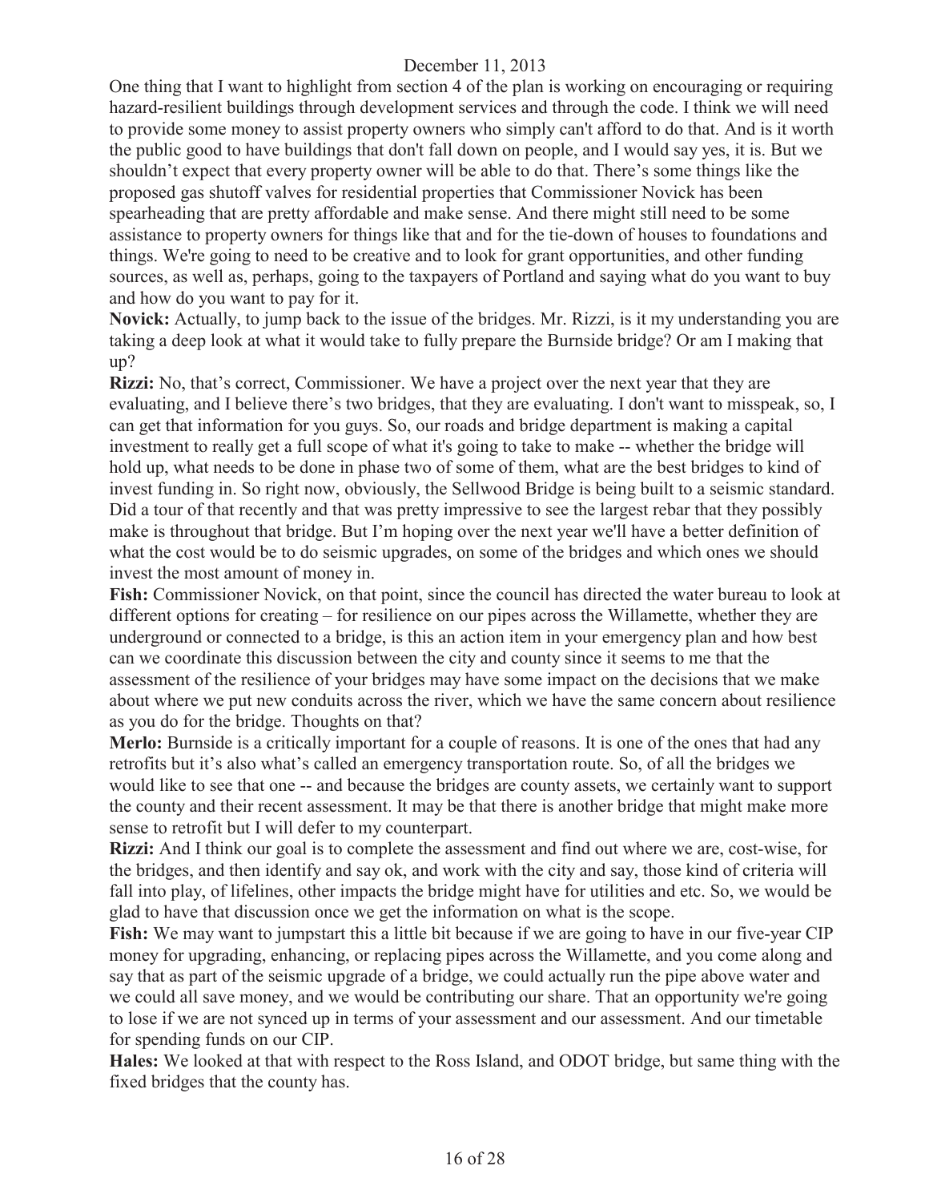One thing that I want to highlight from section 4 of the plan is working on encouraging or requiring hazard-resilient buildings through development services and through the code. I think we will need to provide some money to assist property owners who simply can't afford to do that. And is it worth the public good to have buildings that don't fall down on people, and I would say yes, it is. But we shouldn't expect that every property owner will be able to do that. There's some things like the proposed gas shutoff valves for residential properties that Commissioner Novick has been spearheading that are pretty affordable and make sense. And there might still need to be some assistance to property owners for things like that and for the tie-down of houses to foundations and things. We're going to need to be creative and to look for grant opportunities, and other funding sources, as well as, perhaps, going to the taxpayers of Portland and saying what do you want to buy and how do you want to pay for it.

**Novick:** Actually, to jump back to the issue of the bridges. Mr. Rizzi, is it my understanding you are taking a deep look at what it would take to fully prepare the Burnside bridge? Or am I making that up?

**Rizzi:** No, that's correct, Commissioner. We have a project over the next year that they are evaluating, and I believe there's two bridges, that they are evaluating. I don't want to misspeak, so, I can get that information for you guys. So, our roads and bridge department is making a capital investment to really get a full scope of what it's going to take to make -- whether the bridge will hold up, what needs to be done in phase two of some of them, what are the best bridges to kind of invest funding in. So right now, obviously, the Sellwood Bridge is being built to a seismic standard. Did a tour of that recently and that was pretty impressive to see the largest rebar that they possibly make is throughout that bridge. But I'm hoping over the next year we'll have a better definition of what the cost would be to do seismic upgrades, on some of the bridges and which ones we should invest the most amount of money in.

**Fish:** Commissioner Novick, on that point, since the council has directed the water bureau to look at different options for creating – for resilience on our pipes across the Willamette, whether they are underground or connected to a bridge, is this an action item in your emergency plan and how best can we coordinate this discussion between the city and county since it seems to me that the assessment of the resilience of your bridges may have some impact on the decisions that we make about where we put new conduits across the river, which we have the same concern about resilience as you do for the bridge. Thoughts on that?

**Merlo:** Burnside is a critically important for a couple of reasons. It is one of the ones that had any retrofits but it's also what's called an emergency transportation route. So, of all the bridges we would like to see that one -- and because the bridges are county assets, we certainly want to support the county and their recent assessment. It may be that there is another bridge that might make more sense to retrofit but I will defer to my counterpart.

**Rizzi:** And I think our goal is to complete the assessment and find out where we are, cost-wise, for the bridges, and then identify and say ok, and work with the city and say, those kind of criteria will fall into play, of lifelines, other impacts the bridge might have for utilities and etc. So, we would be glad to have that discussion once we get the information on what is the scope.

**Fish:** We may want to jumpstart this a little bit because if we are going to have in our five-year CIP money for upgrading, enhancing, or replacing pipes across the Willamette, and you come along and say that as part of the seismic upgrade of a bridge, we could actually run the pipe above water and we could all save money, and we would be contributing our share. That an opportunity we're going to lose if we are not synced up in terms of your assessment and our assessment. And our timetable for spending funds on our CIP.

**Hales:** We looked at that with respect to the Ross Island, and ODOT bridge, but same thing with the fixed bridges that the county has.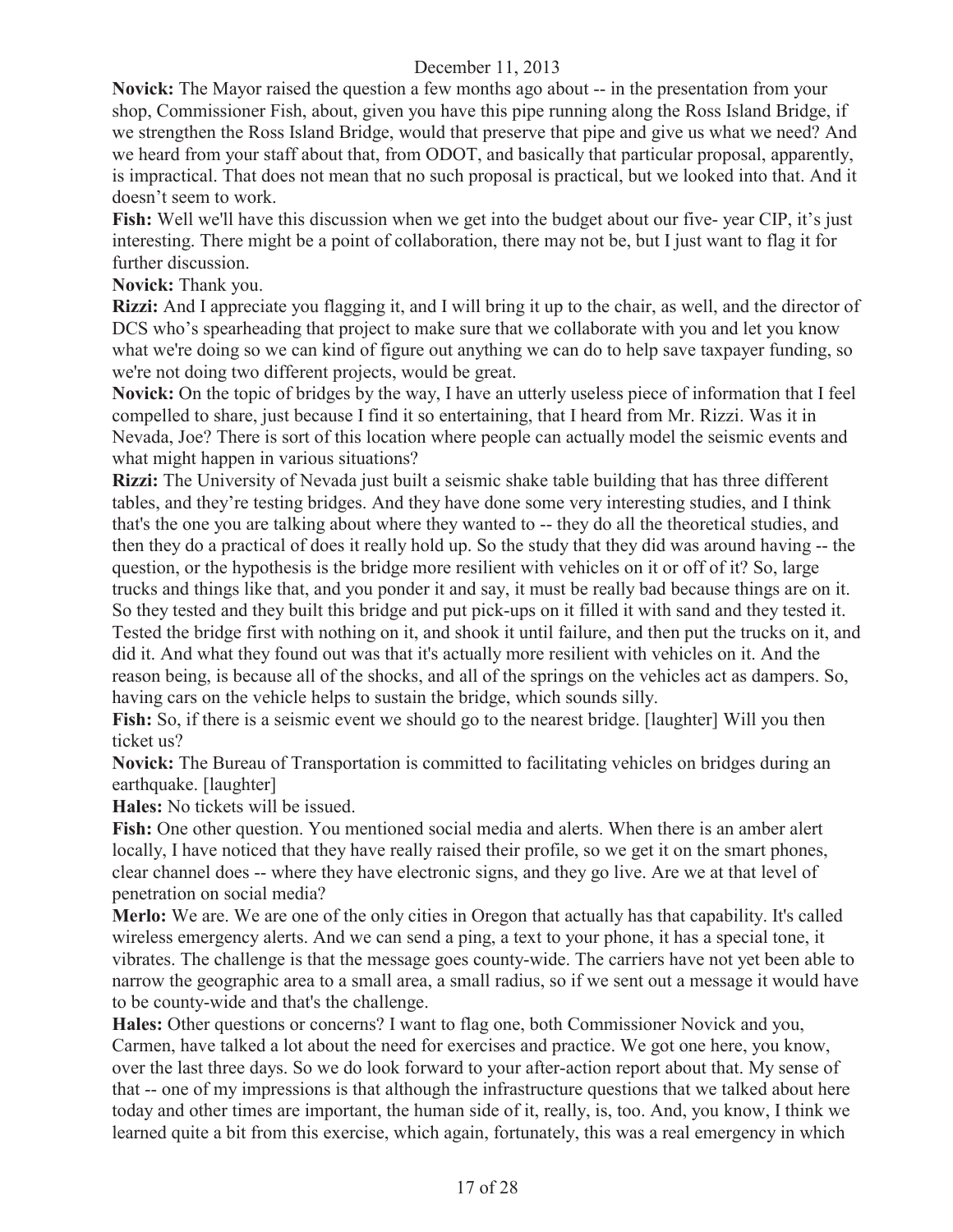**Novick:** The Mayor raised the question a few months ago about -- in the presentation from your shop, Commissioner Fish, about, given you have this pipe running along the Ross Island Bridge, if we strengthen the Ross Island Bridge, would that preserve that pipe and give us what we need? And we heard from your staff about that, from ODOT, and basically that particular proposal, apparently, is impractical. That does not mean that no such proposal is practical, but we looked into that. And it doesn't seem to work.

**Fish:** Well we'll have this discussion when we get into the budget about our five- year CIP, it's just interesting. There might be a point of collaboration, there may not be, but I just want to flag it for further discussion.

**Novick:** Thank you.

**Rizzi:** And I appreciate you flagging it, and I will bring it up to the chair, as well, and the director of DCS who's spearheading that project to make sure that we collaborate with you and let you know what we're doing so we can kind of figure out anything we can do to help save taxpayer funding, so we're not doing two different projects, would be great.

**Novick:** On the topic of bridges by the way, I have an utterly useless piece of information that I feel compelled to share, just because I find it so entertaining, that I heard from Mr. Rizzi. Was it in Nevada, Joe? There is sort of this location where people can actually model the seismic events and what might happen in various situations?

**Rizzi:** The University of Nevada just built a seismic shake table building that has three different tables, and they're testing bridges. And they have done some very interesting studies, and I think that's the one you are talking about where they wanted to -- they do all the theoretical studies, and then they do a practical of does it really hold up. So the study that they did was around having -- the question, or the hypothesis is the bridge more resilient with vehicles on it or off of it? So, large trucks and things like that, and you ponder it and say, it must be really bad because things are on it. So they tested and they built this bridge and put pick-ups on it filled it with sand and they tested it. Tested the bridge first with nothing on it, and shook it until failure, and then put the trucks on it, and did it. And what they found out was that it's actually more resilient with vehicles on it. And the reason being, is because all of the shocks, and all of the springs on the vehicles act as dampers. So, having cars on the vehicle helps to sustain the bridge, which sounds silly.

**Fish:** So, if there is a seismic event we should go to the nearest bridge. [laughter] Will you then ticket us?

**Novick:** The Bureau of Transportation is committed to facilitating vehicles on bridges during an earthquake. [laughter]

**Hales:** No tickets will be issued.

**Fish:** One other question. You mentioned social media and alerts. When there is an amber alert locally, I have noticed that they have really raised their profile, so we get it on the smart phones, clear channel does -- where they have electronic signs, and they go live. Are we at that level of penetration on social media?

**Merlo:** We are. We are one of the only cities in Oregon that actually has that capability. It's called wireless emergency alerts. And we can send a ping, a text to your phone, it has a special tone, it vibrates. The challenge is that the message goes county-wide. The carriers have not yet been able to narrow the geographic area to a small area, a small radius, so if we sent out a message it would have to be county-wide and that's the challenge.

**Hales:** Other questions or concerns? I want to flag one, both Commissioner Novick and you, Carmen, have talked a lot about the need for exercises and practice. We got one here, you know, over the last three days. So we do look forward to your after-action report about that. My sense of that -- one of my impressions is that although the infrastructure questions that we talked about here today and other times are important, the human side of it, really, is, too. And, you know, I think we learned quite a bit from this exercise, which again, fortunately, this was a real emergency in which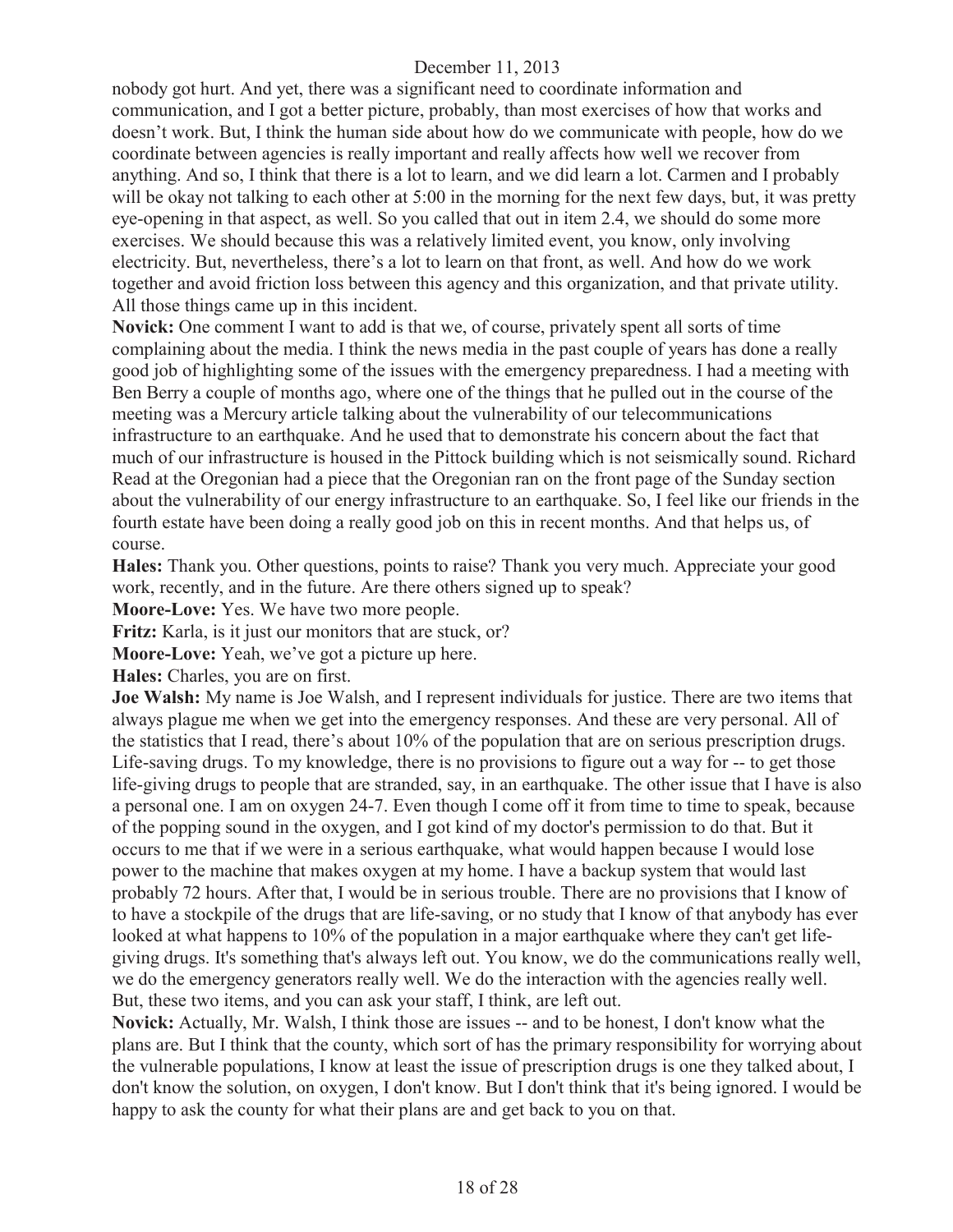nobody got hurt. And yet, there was a significant need to coordinate information and communication, and I got a better picture, probably, than most exercises of how that works and doesn't work. But, I think the human side about how do we communicate with people, how do we coordinate between agencies is really important and really affects how well we recover from anything. And so, I think that there is a lot to learn, and we did learn a lot. Carmen and I probably will be okay not talking to each other at 5:00 in the morning for the next few days, but, it was pretty eye-opening in that aspect, as well. So you called that out in item 2.4, we should do some more exercises. We should because this was a relatively limited event, you know, only involving electricity. But, nevertheless, there's a lot to learn on that front, as well. And how do we work together and avoid friction loss between this agency and this organization, and that private utility. All those things came up in this incident.

**Novick:** One comment I want to add is that we, of course, privately spent all sorts of time complaining about the media. I think the news media in the past couple of years has done a really good job of highlighting some of the issues with the emergency preparedness. I had a meeting with Ben Berry a couple of months ago, where one of the things that he pulled out in the course of the meeting was a Mercury article talking about the vulnerability of our telecommunications infrastructure to an earthquake. And he used that to demonstrate his concern about the fact that much of our infrastructure is housed in the Pittock building which is not seismically sound. Richard Read at the Oregonian had a piece that the Oregonian ran on the front page of the Sunday section about the vulnerability of our energy infrastructure to an earthquake. So, I feel like our friends in the fourth estate have been doing a really good job on this in recent months. And that helps us, of course.

**Hales:** Thank you. Other questions, points to raise? Thank you very much. Appreciate your good work, recently, and in the future. Are there others signed up to speak?

**Moore-Love:** Yes. We have two more people.

**Fritz:** Karla, is it just our monitors that are stuck, or?

**Moore-Love:** Yeah, we've got a picture up here.

**Hales:** Charles, you are on first.

**Joe Walsh:** My name is Joe Walsh, and I represent individuals for justice. There are two items that always plague me when we get into the emergency responses. And these are very personal. All of the statistics that I read, there's about 10% of the population that are on serious prescription drugs. Life-saving drugs. To my knowledge, there is no provisions to figure out a way for -- to get those life-giving drugs to people that are stranded, say, in an earthquake. The other issue that I have is also a personal one. I am on oxygen 24-7. Even though I come off it from time to time to speak, because of the popping sound in the oxygen, and I got kind of my doctor's permission to do that. But it occurs to me that if we were in a serious earthquake, what would happen because I would lose power to the machine that makes oxygen at my home. I have a backup system that would last probably 72 hours. After that, I would be in serious trouble. There are no provisions that I know of to have a stockpile of the drugs that are life-saving, or no study that I know of that anybody has ever looked at what happens to 10% of the population in a major earthquake where they can't get life-giving drugs. It's something that's always left out. You know, we do the communications really well, we do the emergency generators really well. We do the interaction with the agencies really well. But, these two items, and you can ask your staff, I think, are left out.

**Novick:** Actually, Mr. Walsh, I think those are issues -- and to be honest, I don't know what the plans are. But I think that the county, which sort of has the primary responsibility for worrying about the vulnerable populations, I know at least the issue of prescription drugs is one they talked about, I don't know the solution, on oxygen, I don't know. But I don't think that it's being ignored. I would be happy to ask the county for what their plans are and get back to you on that.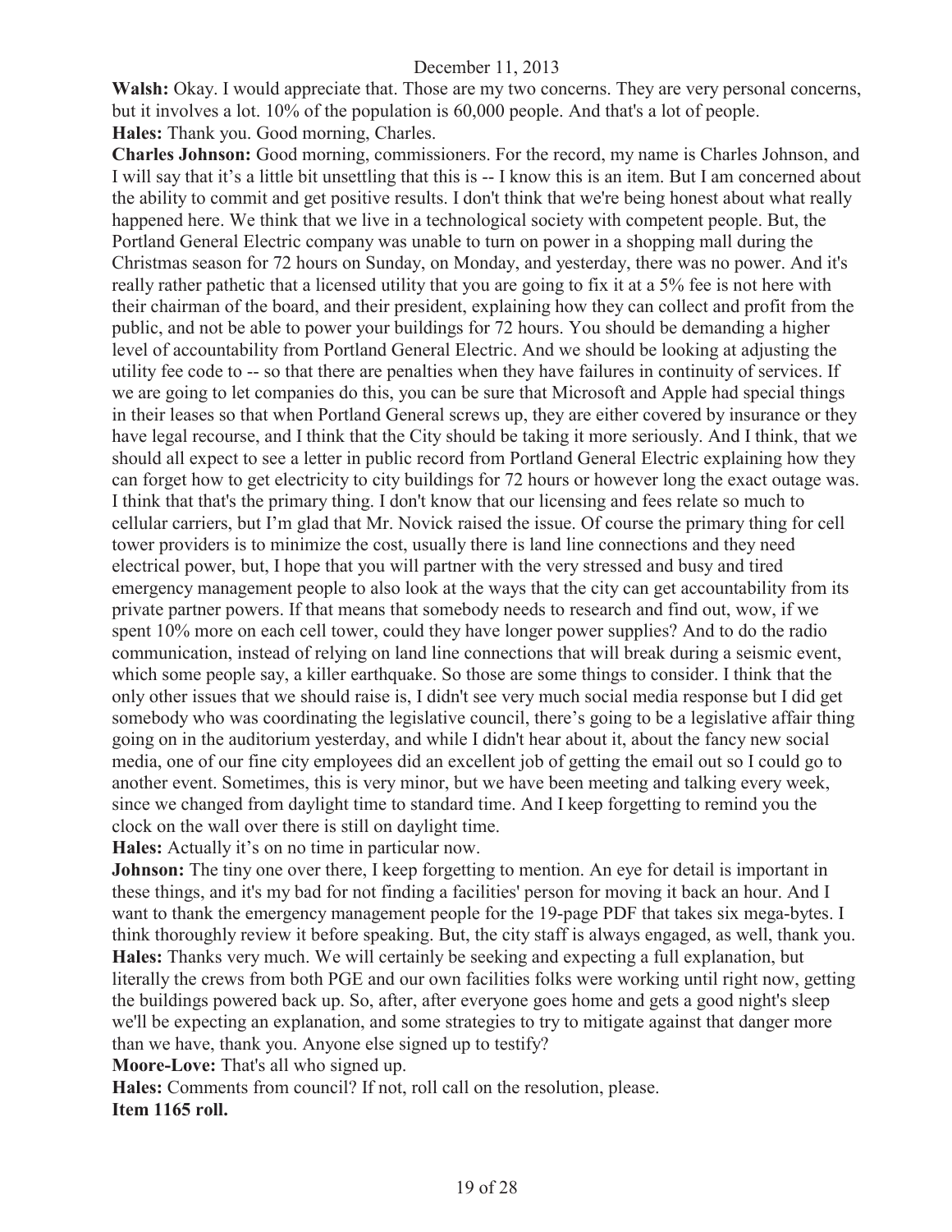**Walsh:** Okay. I would appreciate that. Those are my two concerns. They are very personal concerns, but it involves a lot. 10% of the population is 60,000 people. And that's a lot of people.

**Hales:** Thank you. Good morning, Charles.

**Charles Johnson:** Good morning, commissioners. For the record, my name is Charles Johnson, and I will say that it's a little bit unsettling that this is -- I know this is an item. But I am concerned about the ability to commit and get positive results. I don't think that we're being honest about what really happened here. We think that we live in a technological society with competent people. But, the Portland General Electric company was unable to turn on power in a shopping mall during the Christmas season for 72 hours on Sunday, on Monday, and yesterday, there was no power. And it's really rather pathetic that a licensed utility that you are going to fix it at a 5% fee is not here with their chairman of the board, and their president, explaining how they can collect and profit from the public, and not be able to power your buildings for 72 hours. You should be demanding a higher level of accountability from Portland General Electric. And we should be looking at adjusting the utility fee code to -- so that there are penalties when they have failures in continuity of services. If we are going to let companies do this, you can be sure that Microsoft and Apple had special things in their leases so that when Portland General screws up, they are either covered by insurance or they have legal recourse, and I think that the City should be taking it more seriously. And I think, that we should all expect to see a letter in public record from Portland General Electric explaining how they can forget how to get electricity to city buildings for 72 hours or however long the exact outage was. I think that that's the primary thing. I don't know that our licensing and fees relate so much to cellular carriers, but I'm glad that Mr. Novick raised the issue. Of course the primary thing for cell tower providers is to minimize the cost, usually there is land line connections and they need electrical power, but, I hope that you will partner with the very stressed and busy and tired emergency management people to also look at the ways that the city can get accountability from its private partner powers. If that means that somebody needs to research and find out, wow, if we spent 10% more on each cell tower, could they have longer power supplies? And to do the radio communication, instead of relying on land line connections that will break during a seismic event, which some people say, a killer earthquake. So those are some things to consider. I think that the only other issues that we should raise is, I didn't see very much social media response but I did get somebody who was coordinating the legislative council, there's going to be a legislative affair thing going on in the auditorium yesterday, and while I didn't hear about it, about the fancy new social media, one of our fine city employees did an excellent job of getting the email out so I could go to another event. Sometimes, this is very minor, but we have been meeting and talking every week, since we changed from daylight time to standard time. And I keep forgetting to remind you the clock on the wall over there is still on daylight time.

**Hales:** Actually it's on no time in particular now.

**Johnson:** The tiny one over there, I keep forgetting to mention. An eye for detail is important in these things, and it's my bad for not finding a facilities' person for moving it back an hour. And I want to thank the emergency management people for the 19-page PDF that takes six mega-bytes. I think thoroughly review it before speaking. But, the city staff is always engaged, as well, thank you.

**Hales:** Thanks very much. We will certainly be seeking and expecting a full explanation, but literally the crews from both PGE and our own facilities folks were working until right now, getting the buildings powered back up. So, after, after everyone goes home and gets a good night's sleep we'll be expecting an explanation, and some strategies to try to mitigate against that danger more than we have, thank you. Anyone else signed up to testify?

**Moore-Love:** That's all who signed up.

**Hales:** Comments from council? If not, roll call on the resolution, please.

**Item 1165 roll.**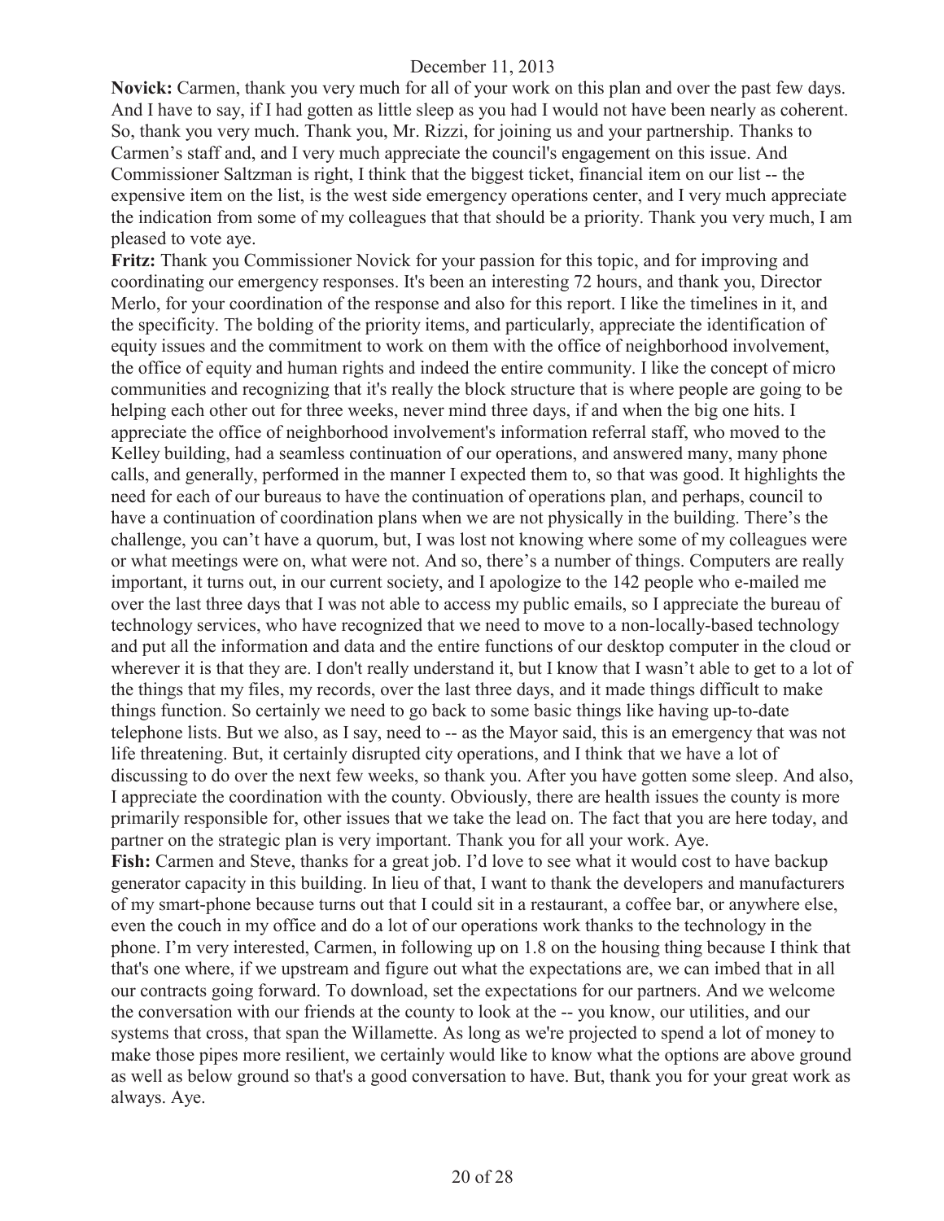**Novick:** Carmen, thank you very much for all of your work on this plan and over the past few days. And I have to say, if I had gotten as little sleep as you had I would not have been nearly as coherent. So, thank you very much. Thank you, Mr. Rizzi, for joining us and your partnership. Thanks to Carmen's staff and, and I very much appreciate the council's engagement on this issue. And Commissioner Saltzman is right, I think that the biggest ticket, financial item on our list -- the expensive item on the list, is the west side emergency operations center, and I very much appreciate the indication from some of my colleagues that that should be a priority. Thank you very much, I am pleased to vote aye.

**Fritz:** Thank you Commissioner Novick for your passion for this topic, and for improving and coordinating our emergency responses. It's been an interesting 72 hours, and thank you, Director Merlo, for your coordination of the response and also for this report. I like the timelines in it, and the specificity. The bolding of the priority items, and particularly, appreciate the identification of equity issues and the commitment to work on them with the office of neighborhood involvement, the office of equity and human rights and indeed the entire community. I like the concept of micro communities and recognizing that it's really the block structure that is where people are going to be helping each other out for three weeks, never mind three days, if and when the big one hits. I appreciate the office of neighborhood involvement's information referral staff, who moved to the Kelley building, had a seamless continuation of our operations, and answered many, many phone calls, and generally, performed in the manner I expected them to, so that was good. It highlights the need for each of our bureaus to have the continuation of operations plan, and perhaps, council to have a continuation of coordination plans when we are not physically in the building. There's the challenge, you can't have a quorum, but, I was lost not knowing where some of my colleagues were or what meetings were on, what were not. And so, there's a number of things. Computers are really important, it turns out, in our current society, and I apologize to the 142 people who e-mailed me over the last three days that I was not able to access my public emails, so I appreciate the bureau of technology services, who have recognized that we need to move to a non-locally-based technology and put all the information and data and the entire functions of our desktop computer in the cloud or wherever it is that they are. I don't really understand it, but I know that I wasn't able to get to a lot of the things that my files, my records, over the last three days, and it made things difficult to make things function. So certainly we need to go back to some basic things like having up-to-date telephone lists. But we also, as I say, need to -- as the Mayor said, this is an emergency that was not life threatening. But, it certainly disrupted city operations, and I think that we have a lot of discussing to do over the next few weeks, so thank you. After you have gotten some sleep. And also, I appreciate the coordination with the county. Obviously, there are health issues the county is more primarily responsible for, other issues that we take the lead on. The fact that you are here today, and partner on the strategic plan is very important. Thank you for all your work. Aye.

**Fish:** Carmen and Steve, thanks for a great job. I'd love to see what it would cost to have backup generator capacity in this building. In lieu of that, I want to thank the developers and manufacturers of my smart-phone because turns out that I could sit in a restaurant, a coffee bar, or anywhere else, even the couch in my office and do a lot of our operations work thanks to the technology in the phone. I'm very interested, Carmen, in following up on 1.8 on the housing thing because I think that that's one where, if we upstream and figure out what the expectations are, we can imbed that in all our contracts going forward. To download, set the expectations for our partners. And we welcome the conversation with our friends at the county to look at the -- you know, our utilities, and our systems that cross, that span the Willamette. As long as we're projected to spend a lot of money to make those pipes more resilient, we certainly would like to know what the options are above ground as well as below ground so that's a good conversation to have. But, thank you for your great work as always. Aye.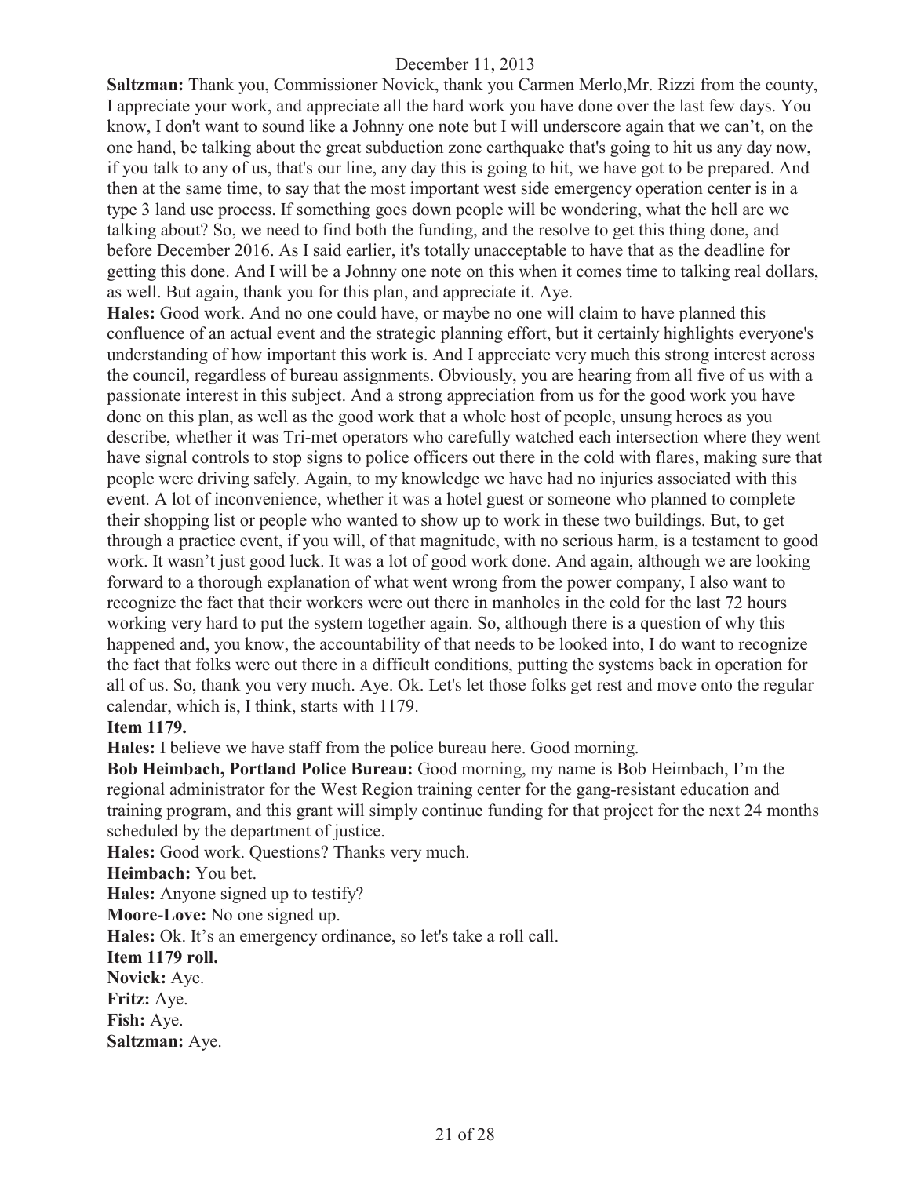**Saltzman:** Thank you, Commissioner Novick, thank you Carmen Merlo,Mr. Rizzi from the county, I appreciate your work, and appreciate all the hard work you have done over the last few days. You know, I don't want to sound like a Johnny one note but I will underscore again that we can't, on the one hand, be talking about the great subduction zone earthquake that's going to hit us any day now, if you talk to any of us, that's our line, any day this is going to hit, we have got to be prepared. And then at the same time, to say that the most important west side emergency operation center is in a type 3 land use process. If something goes down people will be wondering, what the hell are we talking about? So, we need to find both the funding, and the resolve to get this thing done, and before December 2016. As I said earlier, it's totally unacceptable to have that as the deadline for getting this done. And I will be a Johnny one note on this when it comes time to talking real dollars, as well. But again, thank you for this plan, and appreciate it. Aye.

**Hales:** Good work. And no one could have, or maybe no one will claim to have planned this confluence of an actual event and the strategic planning effort, but it certainly highlights everyone's understanding of how important this work is. And I appreciate very much this strong interest across the council, regardless of bureau assignments. Obviously, you are hearing from all five of us with a passionate interest in this subject. And a strong appreciation from us for the good work you have done on this plan, as well as the good work that a whole host of people, unsung heroes as you describe, whether it was Tri-met operators who carefully watched each intersection where they went have signal controls to stop signs to police officers out there in the cold with flares, making sure that people were driving safely. Again, to my knowledge we have had no injuries associated with this event. A lot of inconvenience, whether it was a hotel guest or someone who planned to complete their shopping list or people who wanted to show up to work in these two buildings. But, to get through a practice event, if you will, of that magnitude, with no serious harm, is a testament to good work. It wasn't just good luck. It was a lot of good work done. And again, although we are looking forward to a thorough explanation of what went wrong from the power company, I also want to recognize the fact that their workers were out there in manholes in the cold for the last 72 hours working very hard to put the system together again. So, although there is a question of why this happened and, you know, the accountability of that needs to be looked into, I do want to recognize the fact that folks were out there in a difficult conditions, putting the systems back in operation for all of us. So, thank you very much. Aye. Ok. Let's let those folks get rest and move onto the regular calendar, which is, I think, starts with 1179.

**Item 1179.**

**Hales:** I believe we have staff from the police bureau here. Good morning.

**Bob Heimbach, Portland Police Bureau:** Good morning, my name is Bob Heimbach, I'm the regional administrator for the West Region training center for the gang-resistant education and training program, and this grant will simply continue funding for that project for the next 24 months scheduled by the department of justice.

**Hales:** Good work. Questions? Thanks very much.

**Heimbach:** You bet.

**Hales:** Anyone signed up to testify?

**Moore-Love:** No one signed up.

**Hales:** Ok. It's an emergency ordinance, so let's take a roll call.

**Item 1179 roll.**

**Novick:** Aye.

**Fritz:** Aye.

**Fish:** Aye.

**Saltzman:** Aye.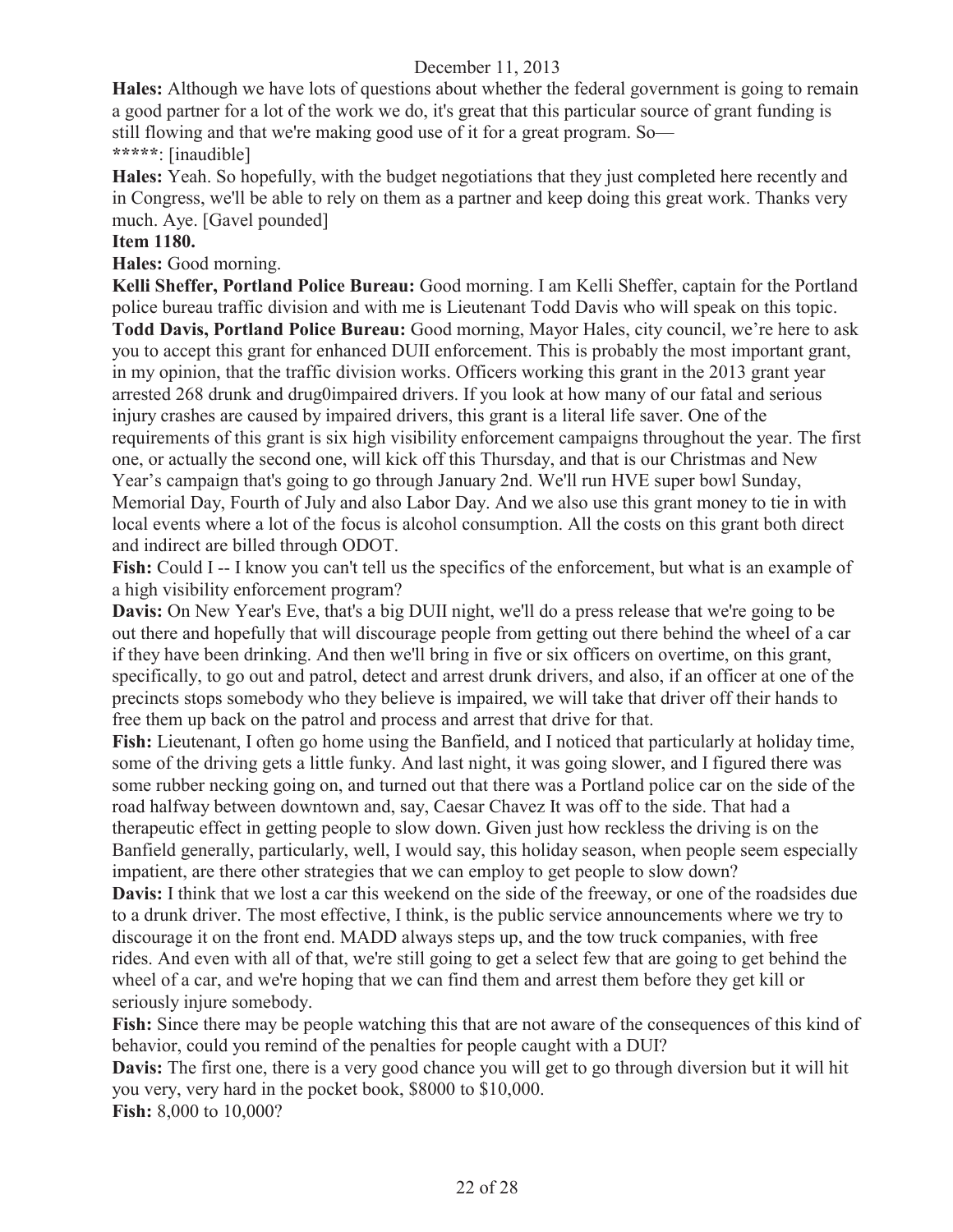**Hales:** Although we have lots of questions about whether the federal government is going to remain a good partner for a lot of the work we do, it's great that this particular source of grant funding is still flowing and that we're making good use of it for a great program. So—

**\*\*\*\*\***: [inaudible]

**Hales:** Yeah. So hopefully, with the budget negotiations that they just completed here recently and in Congress, we'll be able to rely on them as a partner and keep doing this great work. Thanks very much. Aye. [Gavel pounded]

**Item 1180.**

**Hales:** Good morning.

**Kelli Sheffer, Portland Police Bureau:** Good morning. I am Kelli Sheffer, captain for the Portland police bureau traffic division and with me is Lieutenant Todd Davis who will speak on this topic.

**Todd Davis, Portland Police Bureau:** Good morning, Mayor Hales, city council, we're here to ask you to accept this grant for enhanced DUII enforcement. This is probably the most important grant, in my opinion, that the traffic division works. Officers working this grant in the 2013 grant year arrested 268 drunk and drug0impaired drivers. If you look at how many of our fatal and serious injury crashes are caused by impaired drivers, this grant is a literal life saver. One of the requirements of this grant is six high visibility enforcement campaigns throughout the year. The first one, or actually the second one, will kick off this Thursday, and that is our Christmas and New Year's campaign that's going to go through January 2nd. We'll run HVE super bowl Sunday, Memorial Day, Fourth of July and also Labor Day. And we also use this grant money to tie in with local events where a lot of the focus is alcohol consumption. All the costs on this grant both direct and indirect are billed through ODOT.

**Fish:** Could I -- I know you can't tell us the specifics of the enforcement, but what is an example of a high visibility enforcement program?

**Davis:** On New Year's Eve, that's a big DUII night, we'll do a press release that we're going to be out there and hopefully that will discourage people from getting out there behind the wheel of a car if they have been drinking. And then we'll bring in five or six officers on overtime, on this grant, specifically, to go out and patrol, detect and arrest drunk drivers, and also, if an officer at one of the precincts stops somebody who they believe is impaired, we will take that driver off their hands to free them up back on the patrol and process and arrest that drive for that.

**Fish:** Lieutenant, I often go home using the Banfield, and I noticed that particularly at holiday time, some of the driving gets a little funky. And last night, it was going slower, and I figured there was some rubber necking going on, and turned out that there was a Portland police car on the side of the road halfway between downtown and, say, Caesar Chavez It was off to the side. That had a therapeutic effect in getting people to slow down. Given just how reckless the driving is on the Banfield generally, particularly, well, I would say, this holiday season, when people seem especially impatient, are there other strategies that we can employ to get people to slow down?

**Davis:** I think that we lost a car this weekend on the side of the freeway, or one of the roadsides due to a drunk driver. The most effective, I think, is the public service announcements where we try to discourage it on the front end. MADD always steps up, and the tow truck companies, with free rides. And even with all of that, we're still going to get a select few that are going to get behind the wheel of a car, and we're hoping that we can find them and arrest them before they get kill or seriously injure somebody.

**Fish:** Since there may be people watching this that are not aware of the consequences of this kind of behavior, could you remind of the penalties for people caught with a DUI?

**Davis:** The first one, there is a very good chance you will get to go through diversion but it will hit you very, very hard in the pocket book, $8000 to $10,000.

**Fish:** 8,000 to 10,000?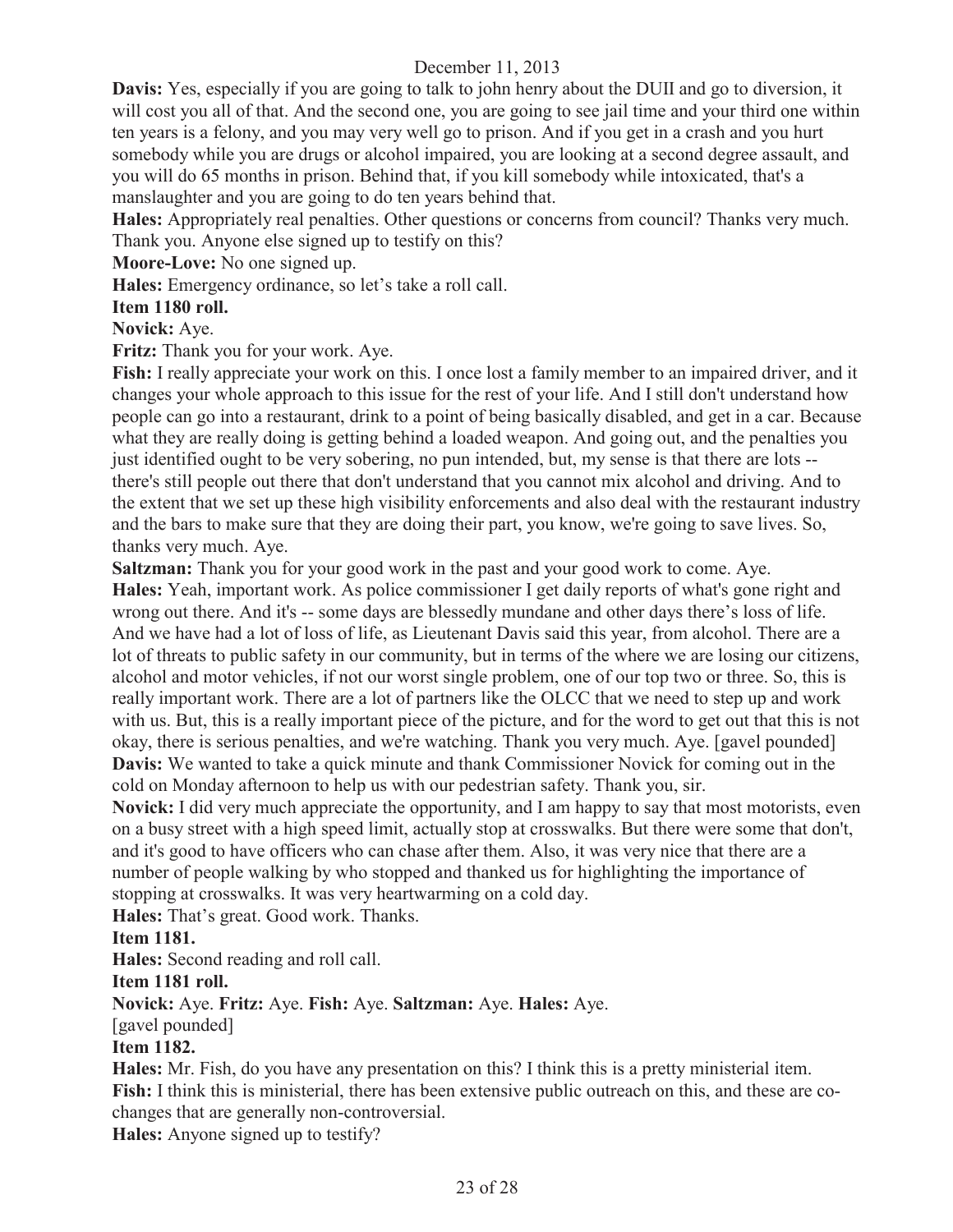**Davis:** Yes, especially if you are going to talk to john henry about the DUII and go to diversion, it will cost you all of that. And the second one, you are going to see jail time and your third one within ten years is a felony, and you may very well go to prison. And if you get in a crash and you hurt somebody while you are drugs or alcohol impaired, you are looking at a second degree assault, and you will do 65 months in prison. Behind that, if you kill somebody while intoxicated, that's a manslaughter and you are going to do ten years behind that.

**Hales:** Appropriately real penalties. Other questions or concerns from council? Thanks very much. Thank you. Anyone else signed up to testify on this?

**Moore-Love:** No one signed up.

**Hales:** Emergency ordinance, so let's take a roll call.

**Item 1180 roll.**

**Novick:** Aye.

**Fritz:** Thank you for your work. Aye.

**Fish:** I really appreciate your work on this. I once lost a family member to an impaired driver, and it changes your whole approach to this issue for the rest of your life. And I still don't understand how people can go into a restaurant, drink to a point of being basically disabled, and get in a car. Because what they are really doing is getting behind a loaded weapon. And going out, and the penalties you just identified ought to be very sobering, no pun intended, but, my sense is that there are lots -- there's still people out there that don't understand that you cannot mix alcohol and driving. And to the extent that we set up these high visibility enforcements and also deal with the restaurant industry and the bars to make sure that they are doing their part, you know, we're going to save lives. So, thanks very much. Aye.

**Saltzman:** Thank you for your good work in the past and your good work to come. Aye.

**Hales:** Yeah, important work. As police commissioner I get daily reports of what's gone right and wrong out there. And it's -- some days are blessedly mundane and other days there's loss of life. And we have had a lot of loss of life, as Lieutenant Davis said this year, from alcohol. There are a lot of threats to public safety in our community, but in terms of the where we are losing our citizens, alcohol and motor vehicles, if not our worst single problem, one of our top two or three. So, this is really important work. There are a lot of partners like the OLCC that we need to step up and work with us. But, this is a really important piece of the picture, and for the word to get out that this is not okay, there is serious penalties, and we're watching. Thank you very much. Aye. [gavel pounded]

**Davis:** We wanted to take a quick minute and thank Commissioner Novick for coming out in the cold on Monday afternoon to help us with our pedestrian safety. Thank you, sir.

**Novick:** I did very much appreciate the opportunity, and I am happy to say that most motorists, even on a busy street with a high speed limit, actually stop at crosswalks. But there were some that don't, and it's good to have officers who can chase after them. Also, it was very nice that there are a number of people walking by who stopped and thanked us for highlighting the importance of stopping at crosswalks. It was very heartwarming on a cold day.

**Hales:** That's great. Good work. Thanks.

**Item 1181.**

**Hales:** Second reading and roll call.

**Item 1181 roll.**

**Novick:** Aye. **Fritz:** Aye. **Fish:** Aye. **Saltzman:** Aye. **Hales:** Aye.

[gavel pounded]

**Item 1182.**

**Hales:** Mr. Fish, do you have any presentation on this? I think this is a pretty ministerial item.

**Fish:** I think this is ministerial, there has been extensive public outreach on this, and these are co-changes that are generally non-controversial.

**Hales:** Anyone signed up to testify?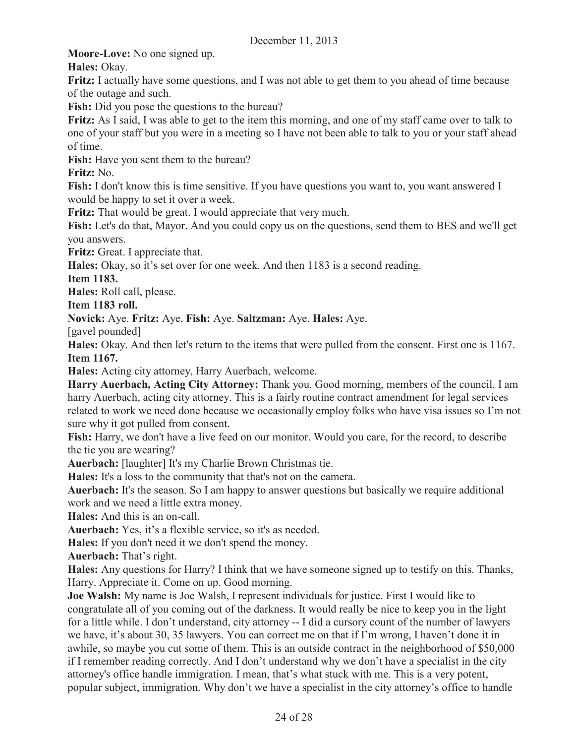**Moore-Love:** No one signed up.

**Hales:** Okay.

**Fritz:** I actually have some questions, and I was not able to get them to you ahead of time because of the outage and such.

**Fish:** Did you pose the questions to the bureau?

**Fritz:** As I said, I was able to get to the item this morning, and one of my staff came over to talk to one of your staff but you were in a meeting so I have not been able to talk to you or your staff ahead of time.

**Fish:** Have you sent them to the bureau?

**Fritz:** No.

**Fish:** I don't know this is time sensitive. If you have questions you want to, you want answered I would be happy to set it over a week.

**Fritz:** That would be great. I would appreciate that very much.

**Fish:** Let's do that, Mayor. And you could copy us on the questions, send them to BES and we'll get you answers.

**Fritz:** Great. I appreciate that.

**Hales:** Okay, so it's set over for one week. And then 1183 is a second reading.

**Item 1183.**

**Hales:** Roll call, please.

**Item 1183 roll.**

**Novick:** Aye. **Fritz:** Aye. **Fish:** Aye. **Saltzman:** Aye. **Hales:** Aye.

[gavel pounded]

**Hales:** Okay. And then let's return to the items that were pulled from the consent. First one is 1167.

**Item 1167.**

**Hales:** Acting city attorney, Harry Auerbach, welcome.

**Harry Auerbach, Acting City Attorney:** Thank you. Good morning, members of the council. I am harry Auerbach, acting city attorney. This is a fairly routine contract amendment for legal services related to work we need done because we occasionally employ folks who have visa issues so I'm not sure why it got pulled from consent.

**Fish:** Harry, we don't have a live feed on our monitor. Would you care, for the record, to describe the tie you are wearing?

**Auerbach:** [laughter] It's my Charlie Brown Christmas tie.

**Hales:** It's a loss to the community that that's not on the camera.

**Auerbach:** It's the season. So I am happy to answer questions but basically we require additional work and we need a little extra money.

**Hales:** And this is an on-call.

**Auerbach:** Yes, it's a flexible service, so it's as needed.

**Hales:** If you don't need it we don't spend the money.

**Auerbach:** That's right.

**Hales:** Any questions for Harry? I think that we have someone signed up to testify on this. Thanks, Harry. Appreciate it. Come on up. Good morning.

**Joe Walsh:** My name is Joe Walsh, I represent individuals for justice. First I would like to congratulate all of you coming out of the darkness. It would really be nice to keep you in the light for a little while. I don't understand, city attorney -- I did a cursory count of the number of lawyers we have, it's about 30, 35 lawyers. You can correct me on that if I'm wrong, I haven't done it in awhile, so maybe you cut some of them. This is an outside contract in the neighborhood of $50,000 if I remember reading correctly. And I don't understand why we don't have a specialist in the city attorney's office handle immigration. I mean, that's what stuck with me. This is a very potent, popular subject, immigration. Why don't we have a specialist in the city attorney's office to handle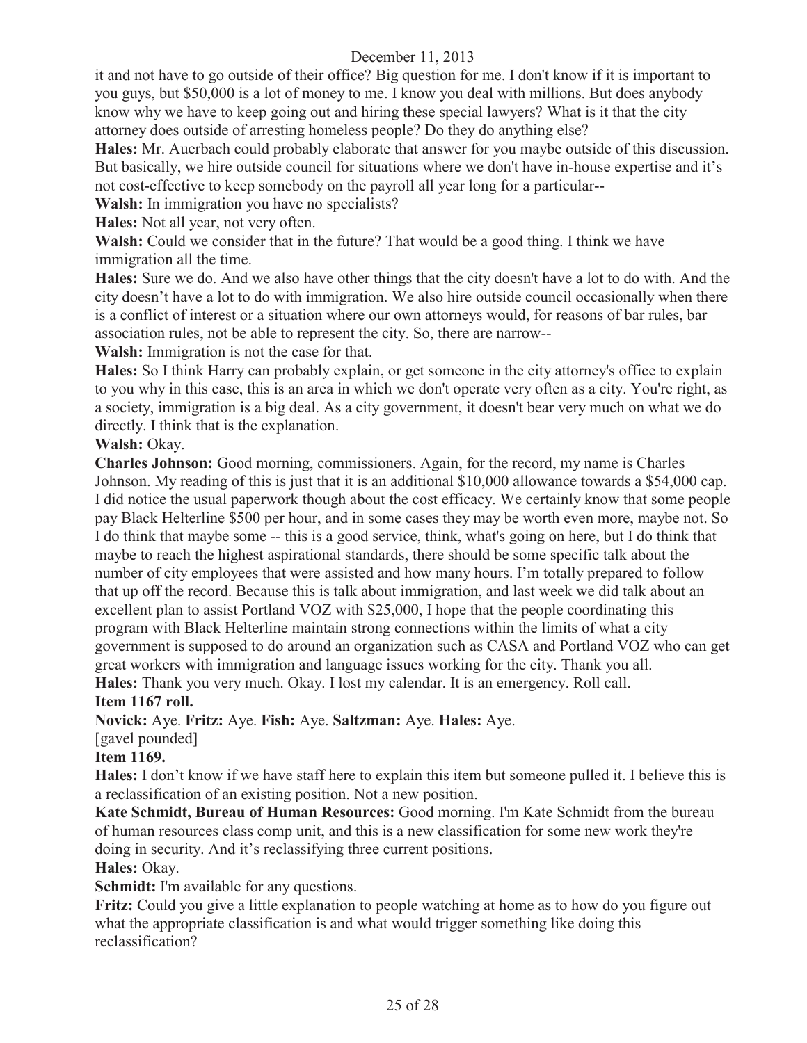it and not have to go outside of their office? Big question for me. I don't know if it is important to you guys, but $50,000 is a lot of money to me. I know you deal with millions. But does anybody know why we have to keep going out and hiring these special lawyers? What is it that the city attorney does outside of arresting homeless people? Do they do anything else?

**Hales:** Mr. Auerbach could probably elaborate that answer for you maybe outside of this discussion. But basically, we hire outside council for situations where we don't have in-house expertise and it's not cost-effective to keep somebody on the payroll all year long for a particular--

**Walsh:** In immigration you have no specialists?

**Hales:** Not all year, not very often.

**Walsh:** Could we consider that in the future? That would be a good thing. I think we have immigration all the time.

**Hales:** Sure we do. And we also have other things that the city doesn't have a lot to do with. And the city doesn't have a lot to do with immigration. We also hire outside council occasionally when there is a conflict of interest or a situation where our own attorneys would, for reasons of bar rules, bar association rules, not be able to represent the city. So, there are narrow--

**Walsh:** Immigration is not the case for that.

**Hales:** So I think Harry can probably explain, or get someone in the city attorney's office to explain to you why in this case, this is an area in which we don't operate very often as a city. You're right, as a society, immigration is a big deal. As a city government, it doesn't bear very much on what we do directly. I think that is the explanation.

**Walsh:** Okay.

**Charles Johnson:** Good morning, commissioners. Again, for the record, my name is Charles Johnson. My reading of this is just that it is an additional $10,000 allowance towards a $54,000 cap. I did notice the usual paperwork though about the cost efficacy. We certainly know that some people pay Black Helterline $500 per hour, and in some cases they may be worth even more, maybe not. So I do think that maybe some -- this is a good service, think, what's going on here, but I do think that maybe to reach the highest aspirational standards, there should be some specific talk about the number of city employees that were assisted and how many hours. I'm totally prepared to follow that up off the record. Because this is talk about immigration, and last week we did talk about an excellent plan to assist Portland VOZ with $25,000, I hope that the people coordinating this program with Black Helterline maintain strong connections within the limits of what a city government is supposed to do around an organization such as CASA and Portland VOZ who can get great workers with immigration and language issues working for the city. Thank you all.

**Hales:** Thank you very much. Okay. I lost my calendar. It is an emergency. Roll call.

**Item 1167 roll.**

**Novick:** Aye. **Fritz:** Aye. **Fish:** Aye. **Saltzman:** Aye. **Hales:** Aye.

[gavel pounded]

**Item 1169.**

**Hales:** I don't know if we have staff here to explain this item but someone pulled it. I believe this is a reclassification of an existing position. Not a new position.

**Kate Schmidt, Bureau of Human Resources:** Good morning. I'm Kate Schmidt from the bureau of human resources class comp unit, and this is a new classification for some new work they're doing in security. And it's reclassifying three current positions.

**Hales:** Okay.

**Schmidt:** I'm available for any questions.

**Fritz:** Could you give a little explanation to people watching at home as to how do you figure out what the appropriate classification is and what would trigger something like doing this reclassification?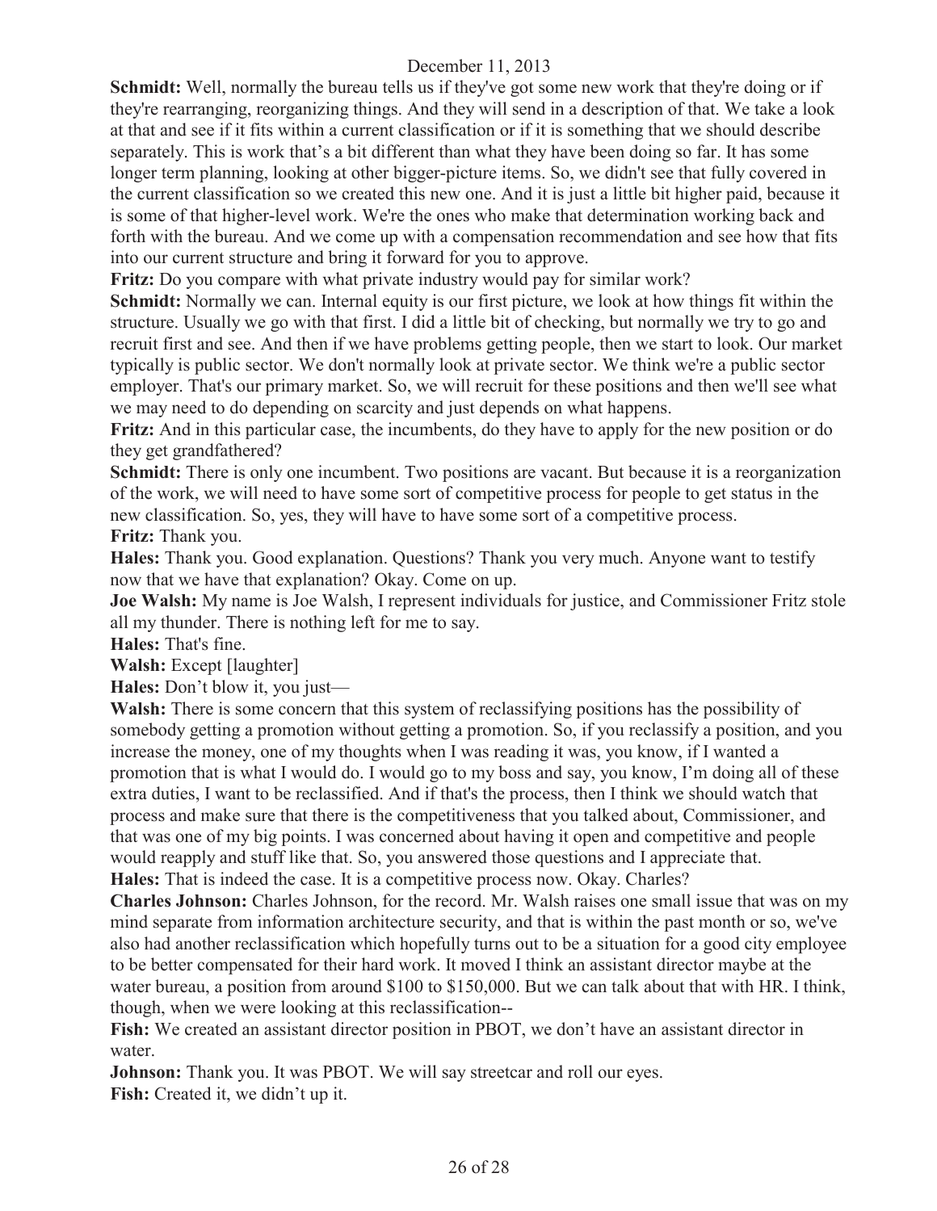**Schmidt:** Well, normally the bureau tells us if they've got some new work that they're doing or if they're rearranging, reorganizing things. And they will send in a description of that. We take a look at that and see if it fits within a current classification or if it is something that we should describe separately. This is work that's a bit different than what they have been doing so far. It has some longer term planning, looking at other bigger-picture items. So, we didn't see that fully covered in the current classification so we created this new one. And it is just a little bit higher paid, because it is some of that higher-level work. We're the ones who make that determination working back and forth with the bureau. And we come up with a compensation recommendation and see how that fits into our current structure and bring it forward for you to approve.

**Fritz:** Do you compare with what private industry would pay for similar work?

**Schmidt:** Normally we can. Internal equity is our first picture, we look at how things fit within the structure. Usually we go with that first. I did a little bit of checking, but normally we try to go and recruit first and see. And then if we have problems getting people, then we start to look. Our market typically is public sector. We don't normally look at private sector. We think we're a public sector employer. That's our primary market. So, we will recruit for these positions and then we'll see what we may need to do depending on scarcity and just depends on what happens.

**Fritz:** And in this particular case, the incumbents, do they have to apply for the new position or do they get grandfathered?

**Schmidt:** There is only one incumbent. Two positions are vacant. But because it is a reorganization of the work, we will need to have some sort of competitive process for people to get status in the new classification. So, yes, they will have to have some sort of a competitive process.

**Fritz:** Thank you.

**Hales:** Thank you. Good explanation. Questions? Thank you very much. Anyone want to testify now that we have that explanation? Okay. Come on up.

**Joe Walsh:** My name is Joe Walsh, I represent individuals for justice, and Commissioner Fritz stole all my thunder. There is nothing left for me to say.

**Hales:** That's fine.

**Walsh:** Except [laughter]

**Hales:** Don't blow it, you just—

**Walsh:** There is some concern that this system of reclassifying positions has the possibility of somebody getting a promotion without getting a promotion. So, if you reclassify a position, and you increase the money, one of my thoughts when I was reading it was, you know, if I wanted a promotion that is what I would do. I would go to my boss and say, you know, I'm doing all of these extra duties, I want to be reclassified. And if that's the process, then I think we should watch that process and make sure that there is the competitiveness that you talked about, Commissioner, and that was one of my big points. I was concerned about having it open and competitive and people would reapply and stuff like that. So, you answered those questions and I appreciate that.

**Hales:** That is indeed the case. It is a competitive process now. Okay. Charles?

**Charles Johnson:** Charles Johnson, for the record. Mr. Walsh raises one small issue that was on my mind separate from information architecture security, and that is within the past month or so, we've also had another reclassification which hopefully turns out to be a situation for a good city employee to be better compensated for their hard work. It moved I think an assistant director maybe at the water bureau, a position from around $100 to $150,000. But we can talk about that with HR. I think, though, when we were looking at this reclassification--

**Fish:** We created an assistant director position in PBOT, we don't have an assistant director in water.

**Johnson:** Thank you. It was PBOT. We will say streetcar and roll our eyes.

**Fish:** Created it, we didn't up it.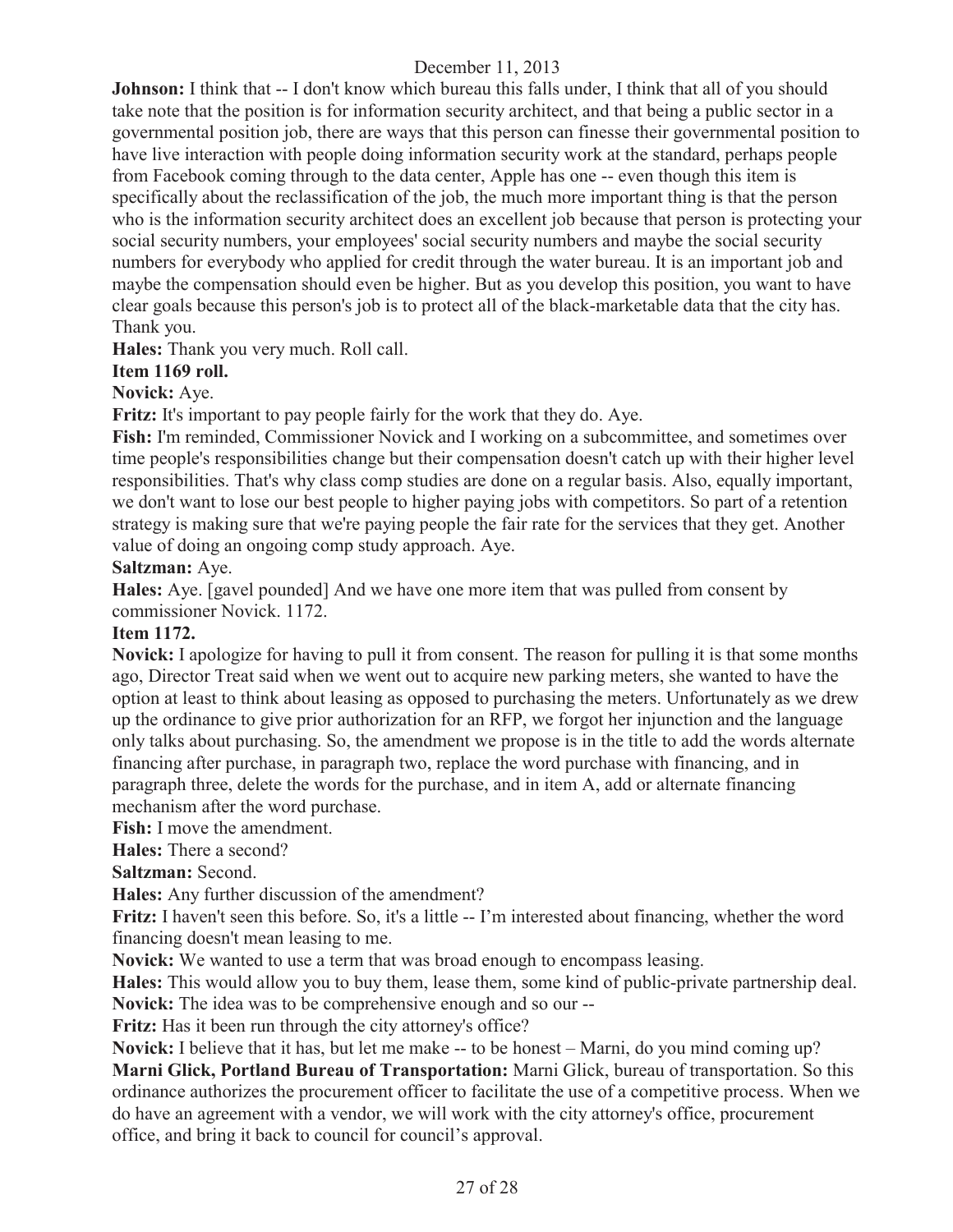**Johnson:** I think that -- I don't know which bureau this falls under, I think that all of you should take note that the position is for information security architect, and that being a public sector in a governmental position job, there are ways that this person can finesse their governmental position to have live interaction with people doing information security work at the standard, perhaps people from Facebook coming through to the data center, Apple has one -- even though this item is specifically about the reclassification of the job, the much more important thing is that the person who is the information security architect does an excellent job because that person is protecting your social security numbers, your employees' social security numbers and maybe the social security numbers for everybody who applied for credit through the water bureau. It is an important job and maybe the compensation should even be higher. But as you develop this position, you want to have clear goals because this person's job is to protect all of the black-marketable data that the city has. Thank you.

**Hales:** Thank you very much. Roll call.

**Item 1169 roll.**

**Novick:** Aye.

**Fritz:** It's important to pay people fairly for the work that they do. Aye.

**Fish:** I'm reminded, Commissioner Novick and I working on a subcommittee, and sometimes over time people's responsibilities change but their compensation doesn't catch up with their higher level responsibilities. That's why class comp studies are done on a regular basis. Also, equally important, we don't want to lose our best people to higher paying jobs with competitors. So part of a retention strategy is making sure that we're paying people the fair rate for the services that they get. Another value of doing an ongoing comp study approach. Aye.

**Saltzman:** Aye.

**Hales:** Aye. [gavel pounded] And we have one more item that was pulled from consent by commissioner Novick. 1172.

**Item 1172.**

**Novick:** I apologize for having to pull it from consent. The reason for pulling it is that some months ago, Director Treat said when we went out to acquire new parking meters, she wanted to have the option at least to think about leasing as opposed to purchasing the meters. Unfortunately as we drew up the ordinance to give prior authorization for an RFP, we forgot her injunction and the language only talks about purchasing. So, the amendment we propose is in the title to add the words alternate financing after purchase, in paragraph two, replace the word purchase with financing, and in paragraph three, delete the words for the purchase, and in item A, add or alternate financing mechanism after the word purchase.

**Fish:** I move the amendment.

**Hales:** There a second?

**Saltzman:** Second.

**Hales:** Any further discussion of the amendment?

**Fritz:** I haven't seen this before. So, it's a little -- I'm interested about financing, whether the word financing doesn't mean leasing to me.

**Novick:** We wanted to use a term that was broad enough to encompass leasing.

**Hales:** This would allow you to buy them, lease them, some kind of public-private partnership deal.

**Novick:** The idea was to be comprehensive enough and so our --

**Fritz:** Has it been run through the city attorney's office?

**Novick:** I believe that it has, but let me make -- to be honest – Marni, do you mind coming up?

**Marni Glick, Portland Bureau of Transportation:** Marni Glick, bureau of transportation. So this ordinance authorizes the procurement officer to facilitate the use of a competitive process. When we do have an agreement with a vendor, we will work with the city attorney's office, procurement office, and bring it back to council for council's approval.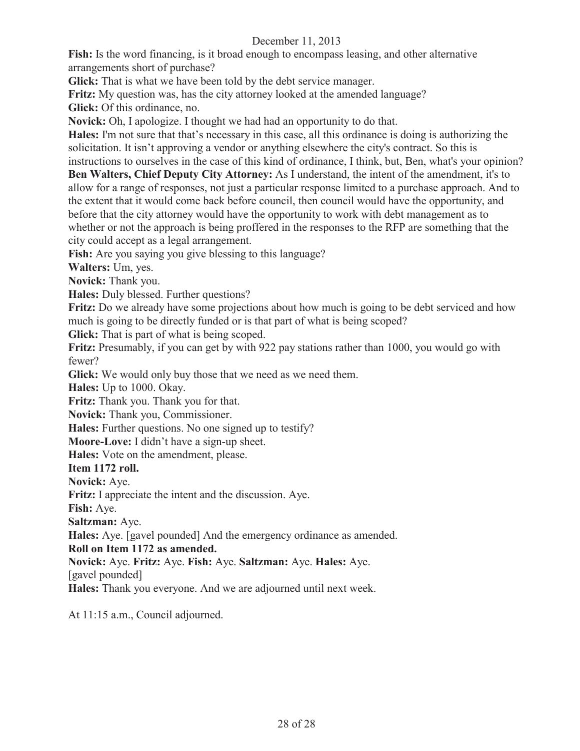**Fish:** Is the word financing, is it broad enough to encompass leasing, and other alternative arrangements short of purchase?

**Glick:** That is what we have been told by the debt service manager.

**Fritz:** My question was, has the city attorney looked at the amended language?

**Glick:** Of this ordinance, no.

**Novick:** Oh, I apologize. I thought we had had an opportunity to do that.

**Hales:** I'm not sure that that's necessary in this case, all this ordinance is doing is authorizing the solicitation. It isn't approving a vendor or anything elsewhere the city's contract. So this is instructions to ourselves in the case of this kind of ordinance, I think, but, Ben, what's your opinion?

**Ben Walters, Chief Deputy City Attorney:** As I understand, the intent of the amendment, it's to allow for a range of responses, not just a particular response limited to a purchase approach. And to the extent that it would come back before council, then council would have the opportunity, and before that the city attorney would have the opportunity to work with debt management as to whether or not the approach is being proffered in the responses to the RFP are something that the city could accept as a legal arrangement.

**Fish:** Are you saying you give blessing to this language?

**Walters:** Um, yes.

**Novick:** Thank you.

**Hales:** Duly blessed. Further questions?

**Fritz:** Do we already have some projections about how much is going to be debt serviced and how much is going to be directly funded or is that part of what is being scoped?

**Glick:** That is part of what is being scoped.

**Fritz:** Presumably, if you can get by with 922 pay stations rather than 1000, you would go with fewer?

**Glick:** We would only buy those that we need as we need them.

**Hales:** Up to 1000. Okay.

**Fritz:** Thank you. Thank you for that.

**Novick:** Thank you, Commissioner.

**Hales:** Further questions. No one signed up to testify?

**Moore-Love:** I didn't have a sign-up sheet.

**Hales:** Vote on the amendment, please.

**Item 1172 roll.**

**Novick:** Aye.

**Fritz:** I appreciate the intent and the discussion. Aye.

**Fish:** Aye.

**Saltzman:** Aye.

**Hales:** Aye. [gavel pounded] And the emergency ordinance as amended.

**Roll on Item 1172 as amended.**

**Novick:** Aye. **Fritz:** Aye. **Fish:** Aye. **Saltzman:** Aye. **Hales:** Aye.

[gavel pounded]

**Hales:** Thank you everyone. And we are adjourned until next week.

At 11:15 a.m., Council adjourned.